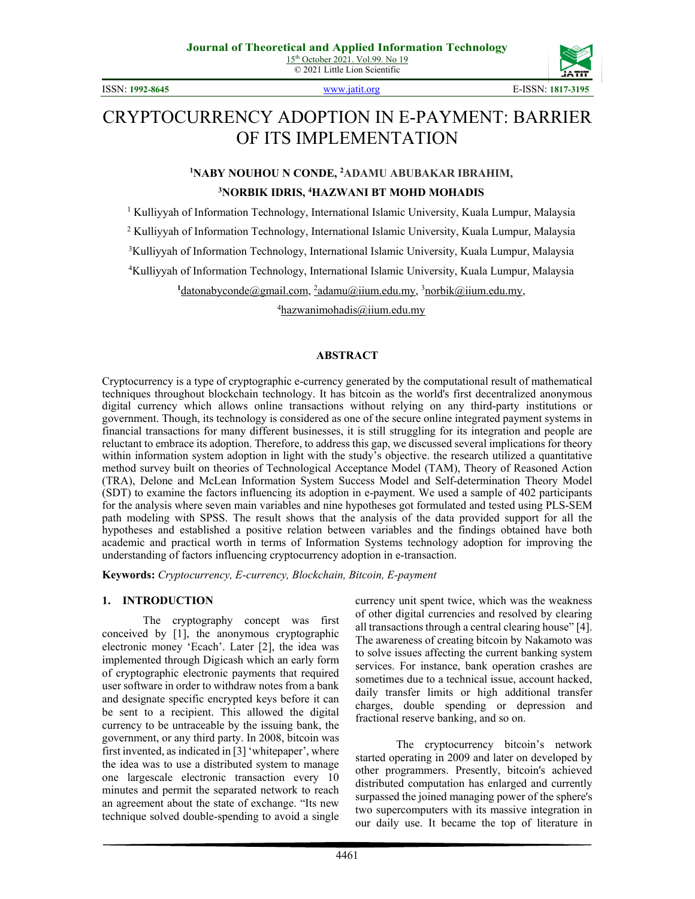# CRYPTOCURRENCY ADOPTION IN E-PAYMENT: BARRIER OF ITS IMPLEMENTATION

**[1]NABY NOUHOU N CONDE, [2]ADAMU ABUBAKAR IBRAHIM, [3]NORBIK IDRIS, [4]HAZWANI BT MOHD MOHADIS**

[1] Kulliyyah of Information Technology, International Islamic University, Kuala Lumpur, Malaysia

[2] Kulliyyah of Information Technology, International Islamic University, Kuala Lumpur, Malaysia

[3] Kulliyyah of Information Technology, International Islamic University, Kuala Lumpur, Malaysia

[4] Kulliyyah of Information Technology, International Islamic University, Kuala Lumpur, Malaysia

[1]datonabyconde@gmail.com, [2]adamu@iium.edu.my, [3]norbik@iium.edu.my, [4]hazwanimohadis@iium.edu.my

## ABSTRACT

Cryptocurrency is a type of cryptographic e-currency generated by the computational result of mathematical techniques throughout blockchain technology. It has bitcoin as the world's first decentralized anonymous digital currency which allows online transactions without relying on any third-party institutions or government. Though, its technology is considered as one of the secure online integrated payment systems in financial transactions for many different businesses, it is still struggling for its integration and people are reluctant to embrace its adoption. Therefore, to address this gap, we discussed several implications for theory within information system adoption in light with the study's objective. the research utilized a quantitative method survey built on theories of Technological Acceptance Model (TAM), Theory of Reasoned Action (TRA), Delone and McLean Information System Success Model and Self-determination Theory Model (SDT) to examine the factors influencing its adoption in e-payment. We used a sample of 402 participants for the analysis where seven main variables and nine hypotheses got formulated and tested using PLS-SEM path modeling with SPSS. The result shows that the analysis of the data provided support for all the hypotheses and established a positive relation between variables and the findings obtained have both academic and practical worth in terms of Information Systems technology adoption for improving the understanding of factors influencing cryptocurrency adoption in e-transaction.

**Keywords:** *Cryptocurrency, E-currency, Blockchain, Bitcoin, E-payment*

## 1. INTRODUCTION

The cryptography concept was first conceived by [1], the anonymous cryptographic electronic money 'Ecach'. Later [2], the idea was implemented through Digicash which an early form of cryptographic electronic payments that required user software in order to withdraw notes from a bank and designate specific encrypted keys before it can be sent to a recipient. This allowed the digital currency to be untraceable by the issuing bank, the government, or any third party. In 2008, bitcoin was first invented, as indicated in [3] 'whitepaper', where the idea was to use a distributed system to manage one largescale electronic transaction every 10 minutes and permit the separated network to reach an agreement about the state of exchange. "Its new technique solved double-spending to avoid a single currency unit spent twice, which was the weakness of other digital currencies and resolved by clearing all transactions through a central clearing house" [4]. The awareness of creating bitcoin by Nakamoto was to solve issues affecting the current banking system services. For instance, bank operation crashes are sometimes due to a technical issue, account hacked, daily transfer limits or high additional transfer charges, double spending or depression and fractional reserve banking, and so on.

The cryptocurrency bitcoin's network started operating in 2009 and later on developed by other programmers. Presently, bitcoin's achieved distributed computation has enlarged and currently surpassed the joined managing power of the sphere's two supercomputers with its massive integration in our daily use. It became the top of literature in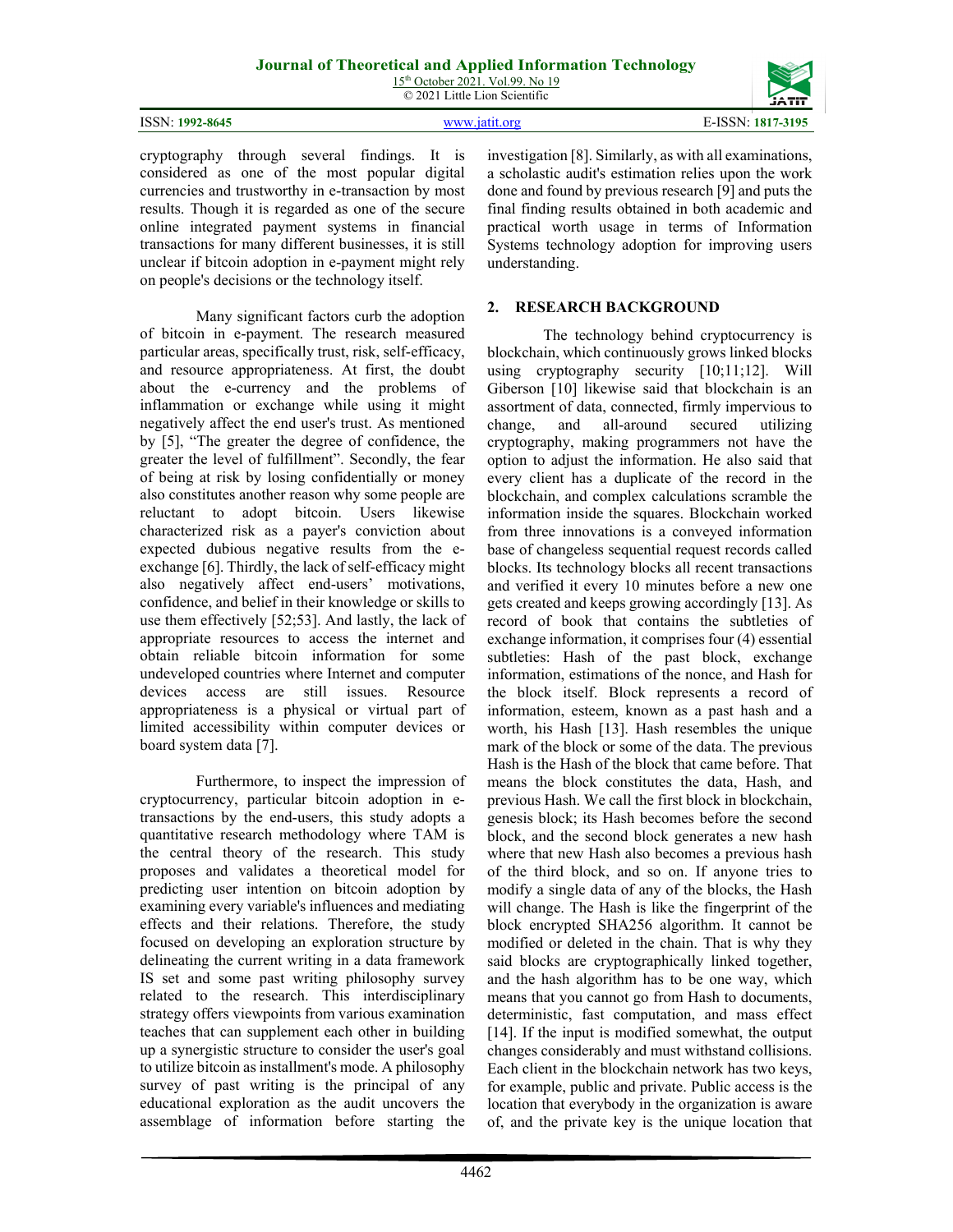cryptography through several findings. It is considered as one of the most popular digital currencies and trustworthy in e-transaction by most results. Though it is regarded as one of the secure online integrated payment systems in financial transactions for many different businesses, it is still unclear if bitcoin adoption in e-payment might rely on people's decisions or the technology itself.

Many significant factors curb the adoption of bitcoin in e-payment. The research measured particular areas, specifically trust, risk, self-efficacy, and resource appropriateness. At first, the doubt about the e-currency and the problems of inflammation or exchange while using it might negatively affect the end user's trust. As mentioned by [5], "The greater the degree of confidence, the greater the level of fulfillment". Secondly, the fear of being at risk by losing confidentially or money also constitutes another reason why some people are reluctant to adopt bitcoin. Users likewise characterized risk as a payer's conviction about expected dubious negative results from the e-exchange [6]. Thirdly, the lack of self-efficacy might also negatively affect end-users' motivations, confidence, and belief in their knowledge or skills to use them effectively [52;53]. And lastly, the lack of appropriate resources to access the internet and obtain reliable bitcoin information for some undeveloped countries where Internet and computer devices access are still issues. Resource appropriateness is a physical or virtual part of limited accessibility within computer devices or board system data [7].

Furthermore, to inspect the impression of cryptocurrency, particular bitcoin adoption in e-transactions by the end-users, this study adopts a quantitative research methodology where TAM is the central theory of the research. This study proposes and validates a theoretical model for predicting user intention on bitcoin adoption by examining every variable's influences and mediating effects and their relations. Therefore, the study focused on developing an exploration structure by delineating the current writing in a data framework IS set and some past writing philosophy survey related to the research. This interdisciplinary strategy offers viewpoints from various examination teaches that can supplement each other in building up a synergistic structure to consider the user's goal to utilize bitcoin as installment's mode. A philosophy survey of past writing is the principal of any educational exploration as the audit uncovers the assemblage of information before starting the investigation [8]. Similarly, as with all examinations, a scholastic audit's estimation relies upon the work done and found by previous research [9] and puts the final finding results obtained in both academic and practical worth usage in terms of Information Systems technology adoption for improving users understanding.

## 2. RESEARCH BACKGROUND

The technology behind cryptocurrency is blockchain, which continuously grows linked blocks using cryptography security [10;11;12]. Will Giberson [10] likewise said that blockchain is an assortment of data, connected, firmly impervious to change, and all-around secured utilizing cryptography, making programmers not have the option to adjust the information. He also said that every client has a duplicate of the record in the blockchain, and complex calculations scramble the information inside the squares. Blockchain worked from three innovations is a conveyed information base of changeless sequential request records called blocks. Its technology blocks all recent transactions and verified it every 10 minutes before a new one gets created and keeps growing accordingly [13]. As record of book that contains the subtleties of exchange information, it comprises four (4) essential subtleties: Hash of the past block, exchange information, estimations of the nonce, and Hash for the block itself. Block represents a record of information, esteem, known as a past hash and a worth, his Hash [13]. Hash resembles the unique mark of the block or some of the data. The previous Hash is the Hash of the block that came before. That means the block constitutes the data, Hash, and previous Hash. We call the first block in blockchain, genesis block; its Hash becomes before the second block, and the second block generates a new hash where that new Hash also becomes a previous hash of the third block, and so on. If anyone tries to modify a single data of any of the blocks, the Hash will change. The Hash is like the fingerprint of the block encrypted SHA256 algorithm. It cannot be modified or deleted in the chain. That is why they said blocks are cryptographically linked together, and the hash algorithm has to be one way, which means that you cannot go from Hash to documents, deterministic, fast computation, and mass effect [14]. If the input is modified somewhat, the output changes considerably and must withstand collisions. Each client in the blockchain network has two keys, for example, public and private. Public access is the location that everybody in the organization is aware of, and the private key is the unique location that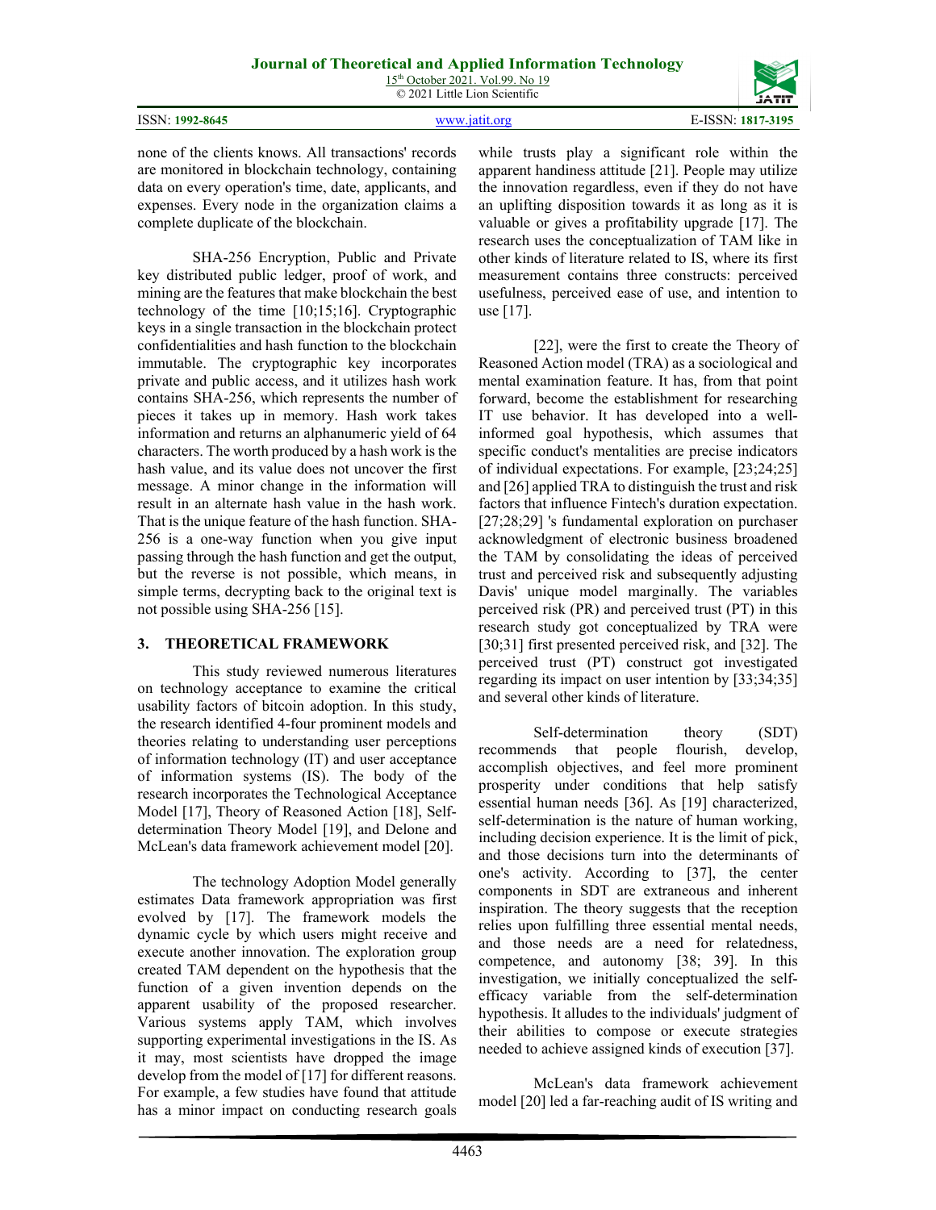none of the clients knows. All transactions' records are monitored in blockchain technology, containing data on every operation's time, date, applicants, and expenses. Every node in the organization claims a complete duplicate of the blockchain.

SHA-256 Encryption, Public and Private key distributed public ledger, proof of work, and mining are the features that make blockchain the best technology of the time [10;15;16]. Cryptographic keys in a single transaction in the blockchain protect confidentialities and hash function to the blockchain immutable. The cryptographic key incorporates private and public access, and it utilizes hash work contains SHA-256, which represents the number of pieces it takes up in memory. Hash work takes information and returns an alphanumeric yield of 64 characters. The worth produced by a hash work is the hash value, and its value does not uncover the first message. A minor change in the information will result in an alternate hash value in the hash work. That is the unique feature of the hash function. SHA-256 is a one-way function when you give input passing through the hash function and get the output, but the reverse is not possible, which means, in simple terms, decrypting back to the original text is not possible using SHA-256 [15].

## 3. THEORETICAL FRAMEWORK

This study reviewed numerous literatures on technology acceptance to examine the critical usability factors of bitcoin adoption. In this study, the research identified 4-four prominent models and theories relating to understanding user perceptions of information technology (IT) and user acceptance of information systems (IS). The body of the research incorporates the Technological Acceptance Model [17], Theory of Reasoned Action [18], Self-determination Theory Model [19], and Delone and McLean's data framework achievement model [20].

The technology Adoption Model generally estimates Data framework appropriation was first evolved by [17]. The framework models the dynamic cycle by which users might receive and execute another innovation. The exploration group created TAM dependent on the hypothesis that the function of a given invention depends on the apparent usability of the proposed researcher. Various systems apply TAM, which involves supporting experimental investigations in the IS. As it may, most scientists have dropped the image develop from the model of [17] for different reasons. For example, a few studies have found that attitude has a minor impact on conducting research goals while trusts play a significant role within the apparent handiness attitude [21]. People may utilize the innovation regardless, even if they do not have an uplifting disposition towards it as long as it is valuable or gives a profitability upgrade [17]. The research uses the conceptualization of TAM like in other kinds of literature related to IS, where its first measurement contains three constructs: perceived usefulness, perceived ease of use, and intention to use [17].

[22], were the first to create the Theory of Reasoned Action model (TRA) as a sociological and mental examination feature. It has, from that point forward, become the establishment for researching IT use behavior. It has developed into a well-informed goal hypothesis, which assumes that specific conduct's mentalities are precise indicators of individual expectations. For example, [23;24;25] and [26] applied TRA to distinguish the trust and risk factors that influence Fintech's duration expectation. [27;28;29] 's fundamental exploration on purchaser acknowledgment of electronic business broadened the TAM by consolidating the ideas of perceived trust and perceived risk and subsequently adjusting Davis' unique model marginally. The variables perceived risk (PR) and perceived trust (PT) in this research study got conceptualized by TRA were [30;31] first presented perceived risk, and [32]. The perceived trust (PT) construct got investigated regarding its impact on user intention by [33;34;35] and several other kinds of literature.

Self-determination theory (SDT) recommends that people flourish, develop, accomplish objectives, and feel more prominent prosperity under conditions that help satisfy essential human needs [36]. As [19] characterized, self-determination is the nature of human working, including decision experience. It is the limit of pick, and those decisions turn into the determinants of one's activity. According to [37], the center components in SDT are extraneous and inherent inspiration. The theory suggests that the reception relies upon fulfilling three essential mental needs, and those needs are a need for relatedness, competence, and autonomy [38; 39]. In this investigation, we initially conceptualized the self-efficacy variable from the self-determination hypothesis. It alludes to the individuals' judgment of their abilities to compose or execute strategies needed to achieve assigned kinds of execution [37].

McLean's data framework achievement model [20] led a far-reaching audit of IS writing and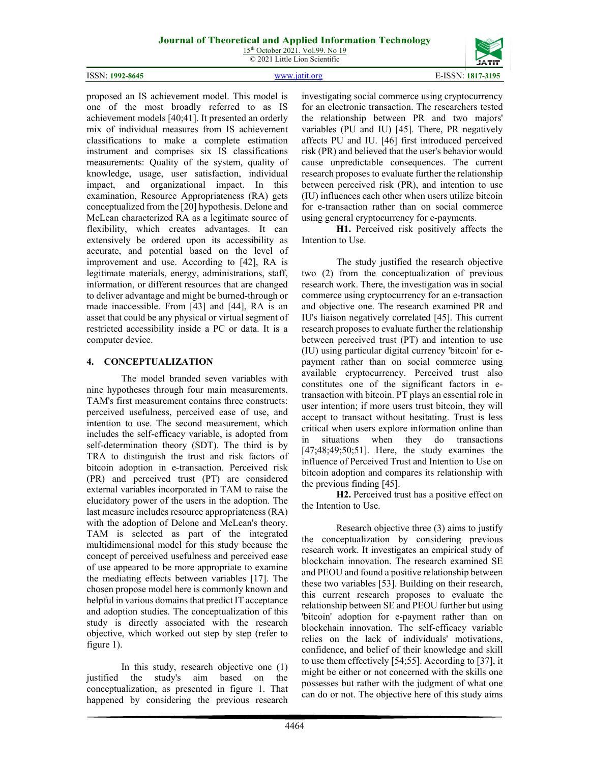proposed an IS achievement model. This model is one of the most broadly referred to as IS achievement models [40;41]. It presented an orderly mix of individual measures from IS achievement classifications to make a complete estimation instrument and comprises six IS classifications measurements: Quality of the system, quality of knowledge, usage, user satisfaction, individual impact, and organizational impact. In this examination, Resource Appropriateness (RA) gets conceptualized from the [20] hypothesis. Delone and McLean characterized RA as a legitimate source of flexibility, which creates advantages. It can extensively be ordered upon its accessibility as accurate, and potential based on the level of improvement and use. According to [42], RA is legitimate materials, energy, administrations, staff, information, or different resources that are changed to deliver advantage and might be burned-through or made inaccessible. From [43] and [44], RA is an asset that could be any physical or virtual segment of restricted accessibility inside a PC or data. It is a computer device.

## 4. CONCEPTUALIZATION

The model branded seven variables with nine hypotheses through four main measurements. TAM's first measurement contains three constructs: perceived usefulness, perceived ease of use, and intention to use. The second measurement, which includes the self-efficacy variable, is adopted from self-determination theory (SDT). The third is by TRA to distinguish the trust and risk factors of bitcoin adoption in e-transaction. Perceived risk (PR) and perceived trust (PT) are considered external variables incorporated in TAM to raise the elucidatory power of the users in the adoption. The last measure includes resource appropriateness (RA) with the adoption of Delone and McLean's theory. TAM is selected as part of the integrated multidimensional model for this study because the concept of perceived usefulness and perceived ease of use appeared to be more appropriate to examine the mediating effects between variables [17]. The chosen propose model here is commonly known and helpful in various domains that predict IT acceptance and adoption studies. The conceptualization of this study is directly associated with the research objective, which worked out step by step (refer to figure 1).

In this study, research objective one (1) justified the study's aim based on the conceptualization, as presented in figure 1. That happened by considering the previous research investigating social commerce using cryptocurrency for an electronic transaction. The researchers tested the relationship between PR and two majors' variables (PU and IU) [45]. There, PR negatively affects PU and IU. [46] first introduced perceived risk (PR) and believed that the user's behavior would cause unpredictable consequences. The current research proposes to evaluate further the relationship between perceived risk (PR), and intention to use (IU) influences each other when users utilize bitcoin for e-transaction rather than on social commerce using general cryptocurrency for e-payments.

**H1.** Perceived risk positively affects the Intention to Use.

The study justified the research objective two (2) from the conceptualization of previous research work. There, the investigation was in social commerce using cryptocurrency for an e-transaction and objective one. The research examined PR and IU's liaison negatively correlated [45]. This current research proposes to evaluate further the relationship between perceived trust (PT) and intention to use (IU) using particular digital currency 'bitcoin' for e-payment rather than on social commerce using available cryptocurrency. Perceived trust also constitutes one of the significant factors in e-transaction with bitcoin. PT plays an essential role in user intention; if more users trust bitcoin, they will accept to transact without hesitating. Trust is less critical when users explore information online than in situations when they do transactions [47;48;49;50;51]. Here, the study examines the influence of Perceived Trust and Intention to Use on bitcoin adoption and compares its relationship with the previous finding [45].

**H2.** Perceived trust has a positive effect on the Intention to Use.

Research objective three (3) aims to justify the conceptualization by considering previous research work. It investigates an empirical study of blockchain innovation. The research examined SE and PEOU and found a positive relationship between these two variables [53]. Building on their research, this current research proposes to evaluate the relationship between SE and PEOU further but using 'bitcoin' adoption for e-payment rather than on blockchain innovation. The self-efficacy variable relies on the lack of individuals' motivations, confidence, and belief of their knowledge and skill to use them effectively [54;55]. According to [37], it might be either or not concerned with the skills one possesses but rather with the judgment of what one can do or not. The objective here of this study aims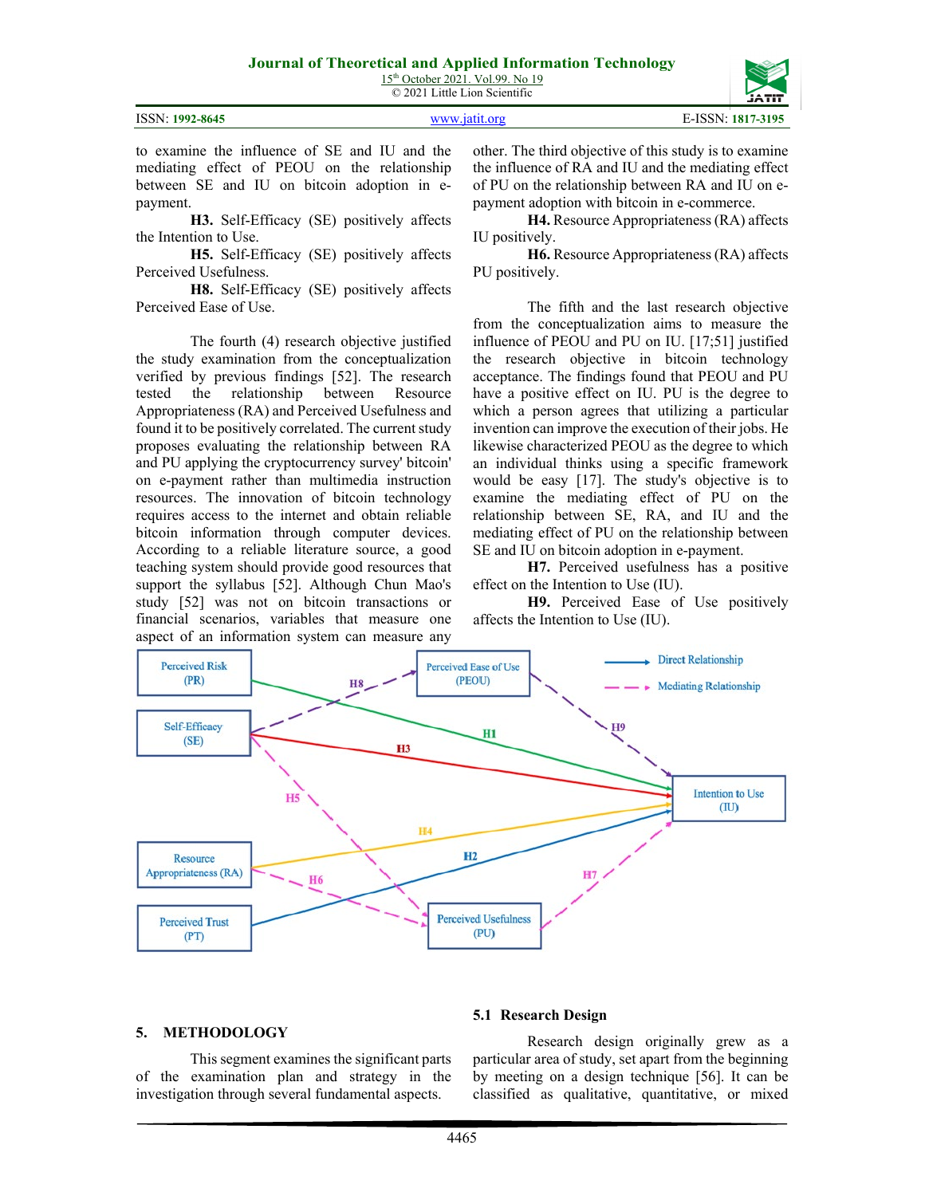to examine the influence of SE and IU and the mediating effect of PEOU on the relationship between SE and IU on bitcoin adoption in e-payment.

**H3.** Self-Efficacy (SE) positively affects the Intention to Use.

**H5.** Self-Efficacy (SE) positively affects Perceived Usefulness.

**H8.** Self-Efficacy (SE) positively affects Perceived Ease of Use.

The fourth (4) research objective justified the study examination from the conceptualization verified by previous findings [52]. The research tested the relationship between Resource Appropriateness (RA) and Perceived Usefulness and found it to be positively correlated. The current study proposes evaluating the relationship between RA and PU applying the cryptocurrency survey' bitcoin' on e-payment rather than multimedia instruction resources. The innovation of bitcoin technology requires access to the internet and obtain reliable bitcoin information through computer devices. According to a reliable literature source, a good teaching system should provide good resources that support the syllabus [52]. Although Chun Mao's study [52] was not on bitcoin transactions or financial scenarios, variables that measure one aspect of an information system can measure any other. The third objective of this study is to examine the influence of RA and IU and the mediating effect of PU on the relationship between RA and IU on e-payment adoption with bitcoin in e-commerce.

**H4.** Resource Appropriateness (RA) affects IU positively.

**H6.** Resource Appropriateness (RA) affects PU positively.

The fifth and the last research objective from the conceptualization aims to measure the influence of PEOU and PU on IU. [17;51] justified the research objective in bitcoin technology acceptance. The findings found that PEOU and PU have a positive effect on IU. PU is the degree to which a person agrees that utilizing a particular invention can improve the execution of their jobs. He likewise characterized PEOU as the degree to which an individual thinks using a specific framework would be easy [17]. The study's objective is to examine the mediating effect of PU on the relationship between SE, RA, and IU and the mediating effect of PU on the relationship between SE and IU on bitcoin adoption in e-payment.

**H7.** Perceived usefulness has a positive effect on the Intention to Use (IU).

**H9.** Perceived Ease of Use positively affects the Intention to Use (IU).

## 5. METHODOLOGY

This segment examines the significant parts of the examination plan and strategy in the investigation through several fundamental aspects.

### 5.1 Research Design

Research design originally grew as a particular area of study, set apart from the beginning by meeting on a design technique [56]. It can be classified as qualitative, quantitative, or mixed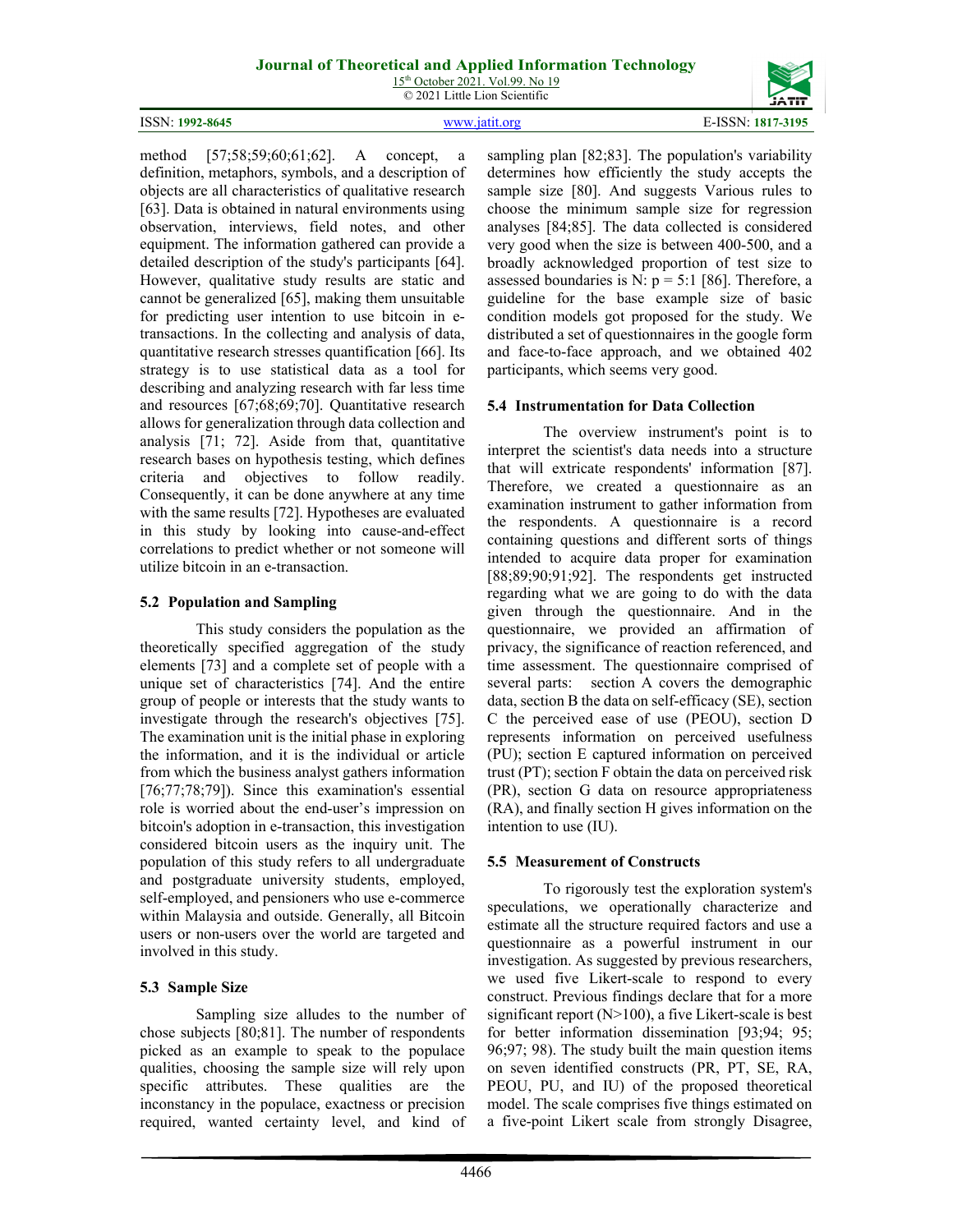method [57;58;59;60;61;62]. A concept, a definition, metaphors, symbols, and a description of objects are all characteristics of qualitative research [63]. Data is obtained in natural environments using observation, interviews, field notes, and other equipment. The information gathered can provide a detailed description of the study's participants [64]. However, qualitative study results are static and cannot be generalized [65], making them unsuitable for predicting user intention to use bitcoin in e-transactions. In the collecting and analysis of data, quantitative research stresses quantification [66]. Its strategy is to use statistical data as a tool for describing and analyzing research with far less time and resources [67;68;69;70]. Quantitative research allows for generalization through data collection and analysis [71; 72]. Aside from that, quantitative research bases on hypothesis testing, which defines criteria and objectives to follow readily. Consequently, it can be done anywhere at any time with the same results [72]. Hypotheses are evaluated in this study by looking into cause-and-effect correlations to predict whether or not someone will utilize bitcoin in an e-transaction.

### 5.2 Population and Sampling

This study considers the population as the theoretically specified aggregation of the study elements [73] and a complete set of people with a unique set of characteristics [74]. And the entire group of people or interests that the study wants to investigate through the research's objectives [75]. The examination unit is the initial phase in exploring the information, and it is the individual or article from which the business analyst gathers information [76;77;78;79]). Since this examination's essential role is worried about the end-user's impression on bitcoin's adoption in e-transaction, this investigation considered bitcoin users as the inquiry unit. The population of this study refers to all undergraduate and postgraduate university students, employed, self-employed, and pensioners who use e-commerce within Malaysia and outside. Generally, all Bitcoin users or non-users over the world are targeted and involved in this study.

### 5.3 Sample Size

Sampling size alludes to the number of chose subjects [80;81]. The number of respondents picked as an example to speak to the populace qualities, choosing the sample size will rely upon specific attributes. These qualities are the inconstancy in the populace, exactness or precision required, wanted certainty level, and kind of sampling plan [82;83]. The population's variability determines how efficiently the study accepts the sample size [80]. And suggests Various rules to choose the minimum sample size for regression analyses [84;85]. The data collected is considered very good when the size is between 400-500, and a broadly acknowledged proportion of test size to assessed boundaries is N: p = 5:1 [86]. Therefore, a guideline for the base example size of basic condition models got proposed for the study. We distributed a set of questionnaires in the google form and face-to-face approach, and we obtained 402 participants, which seems very good.

### 5.4 Instrumentation for Data Collection

The overview instrument's point is to interpret the scientist's data needs into a structure that will extricate respondents' information [87]. Therefore, we created a questionnaire as an examination instrument to gather information from the respondents. A questionnaire is a record containing questions and different sorts of things intended to acquire data proper for examination [88;89;90;91;92]. The respondents get instructed regarding what we are going to do with the data given through the questionnaire. And in the questionnaire, we provided an affirmation of privacy, the significance of reaction referenced, and time assessment. The questionnaire comprised of several parts: section A covers the demographic data, section B the data on self-efficacy (SE), section C the perceived ease of use (PEOU), section D represents information on perceived usefulness (PU); section E captured information on perceived trust (PT); section F obtain the data on perceived risk (PR), section G data on resource appropriateness (RA), and finally section H gives information on the intention to use (IU).

### 5.5 Measurement of Constructs

To rigorously test the exploration system's speculations, we operationally characterize and estimate all the structure required factors and use a questionnaire as a powerful instrument in our investigation. As suggested by previous researchers, we used five Likert-scale to respond to every construct. Previous findings declare that for a more significant report (N>100), a five Likert-scale is best for better information dissemination [93;94; 95; 96;97; 98). The study built the main question items on seven identified constructs (PR, PT, SE, RA, PEOU, PU, and IU) of the proposed theoretical model. The scale comprises five things estimated on a five-point Likert scale from strongly Disagree,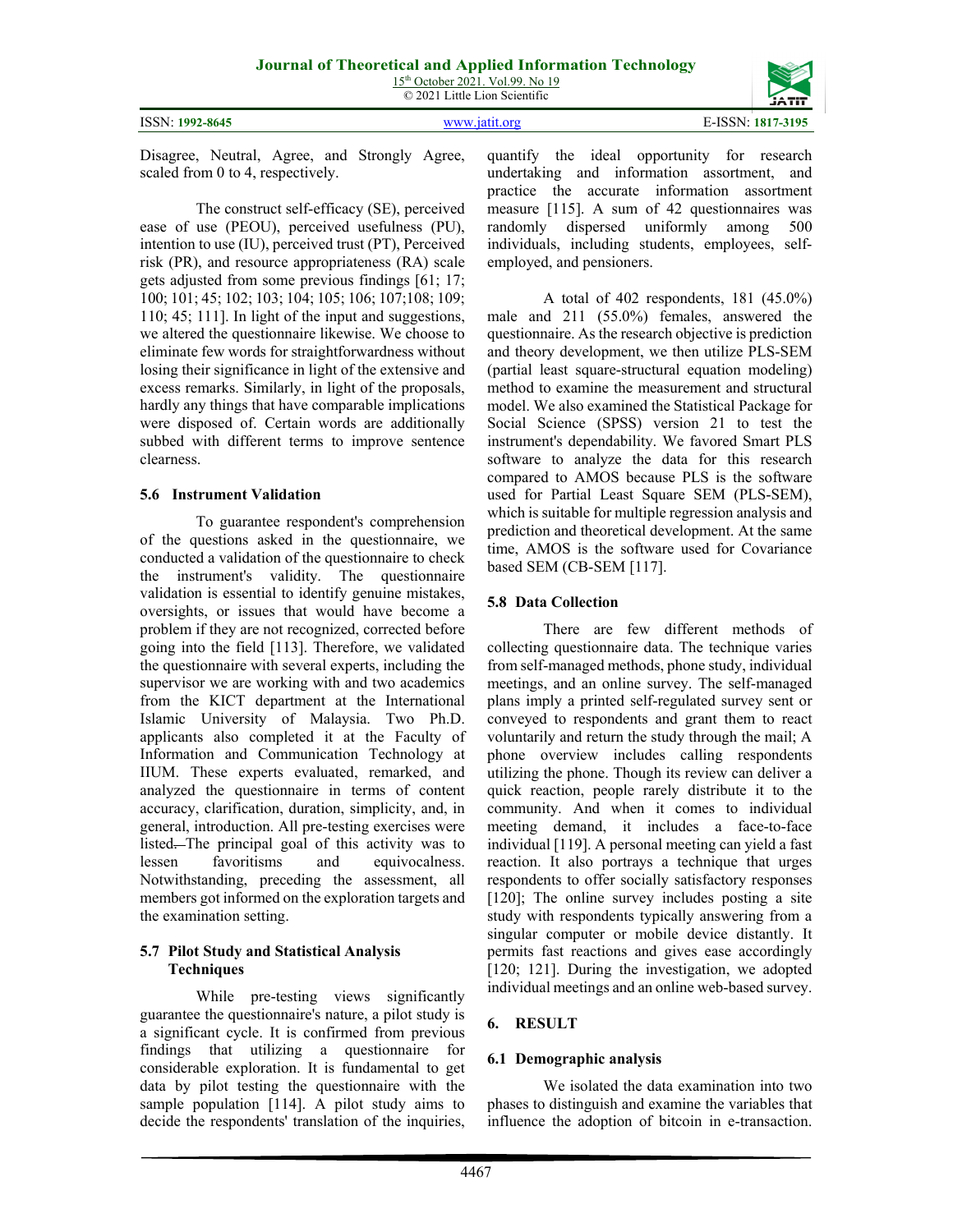Disagree, Neutral, Agree, and Strongly Agree, scaled from 0 to 4, respectively.

The construct self-efficacy (SE), perceived ease of use (PEOU), perceived usefulness (PU), intention to use (IU), perceived trust (PT), Perceived risk (PR), and resource appropriateness (RA) scale gets adjusted from some previous findings [61; 17; 100; 101; 45; 102; 103; 104; 105; 106; 107;108; 109; 110; 45; 111]. In light of the input and suggestions, we altered the questionnaire likewise. We choose to eliminate few words for straightforwardness without losing their significance in light of the extensive and excess remarks. Similarly, in light of the proposals, hardly any things that have comparable implications were disposed of. Certain words are additionally subbed with different terms to improve sentence clearness.

### 5.6 Instrument Validation

To guarantee respondent's comprehension of the questions asked in the questionnaire, we conducted a validation of the questionnaire to check the instrument's validity. The questionnaire validation is essential to identify genuine mistakes, oversights, or issues that would have become a problem if they are not recognized, corrected before going into the field [113]. Therefore, we validated the questionnaire with several experts, including the supervisor we are working with and two academics from the KICT department at the International Islamic University of Malaysia. Two Ph.D. applicants also completed it at the Faculty of Information and Communication Technology at IIUM. These experts evaluated, remarked, and analyzed the questionnaire in terms of content accuracy, clarification, duration, simplicity, and, in general, introduction. All pre-testing exercises were listed. The principal goal of this activity was to lessen favoritisms and equivocalness. Notwithstanding, preceding the assessment, all members got informed on the exploration targets and the examination setting.

### 5.7 Pilot Study and Statistical Analysis Techniques

While pre-testing views significantly guarantee the questionnaire's nature, a pilot study is a significant cycle. It is confirmed from previous findings that utilizing a questionnaire for considerable exploration. It is fundamental to get data by pilot testing the questionnaire with the sample population [114]. A pilot study aims to decide the respondents' translation of the inquiries, quantify the ideal opportunity for research undertaking and information assortment, and practice the accurate information assortment measure [115]. A sum of 42 questionnaires was randomly dispersed uniformly among 500 individuals, including students, employees, self-employed, and pensioners.

A total of 402 respondents, 181 (45.0%) male and 211 (55.0%) females, answered the questionnaire. As the research objective is prediction and theory development, we then utilize PLS-SEM (partial least square-structural equation modeling) method to examine the measurement and structural model. We also examined the Statistical Package for Social Science (SPSS) version 21 to test the instrument's dependability. We favored Smart PLS software to analyze the data for this research compared to AMOS because PLS is the software used for Partial Least Square SEM (PLS-SEM), which is suitable for multiple regression analysis and prediction and theoretical development. At the same time, AMOS is the software used for Covariance based SEM (CB-SEM [117].

### 5.8 Data Collection

There are few different methods of collecting questionnaire data. The technique varies from self-managed methods, phone study, individual meetings, and an online survey. The self-managed plans imply a printed self-regulated survey sent or conveyed to respondents and grant them to react voluntarily and return the study through the mail; A phone overview includes calling respondents utilizing the phone. Though its review can deliver a quick reaction, people rarely distribute it to the community. And when it comes to individual meeting demand, it includes a face-to-face individual [119]. A personal meeting can yield a fast reaction. It also portrays a technique that urges respondents to offer socially satisfactory responses [120]; The online survey includes posting a site study with respondents typically answering from a singular computer or mobile device distantly. It permits fast reactions and gives ease accordingly [120; 121]. During the investigation, we adopted individual meetings and an online web-based survey.

## 6. RESULT

### 6.1 Demographic analysis

We isolated the data examination into two phases to distinguish and examine the variables that influence the adoption of bitcoin in e-transaction.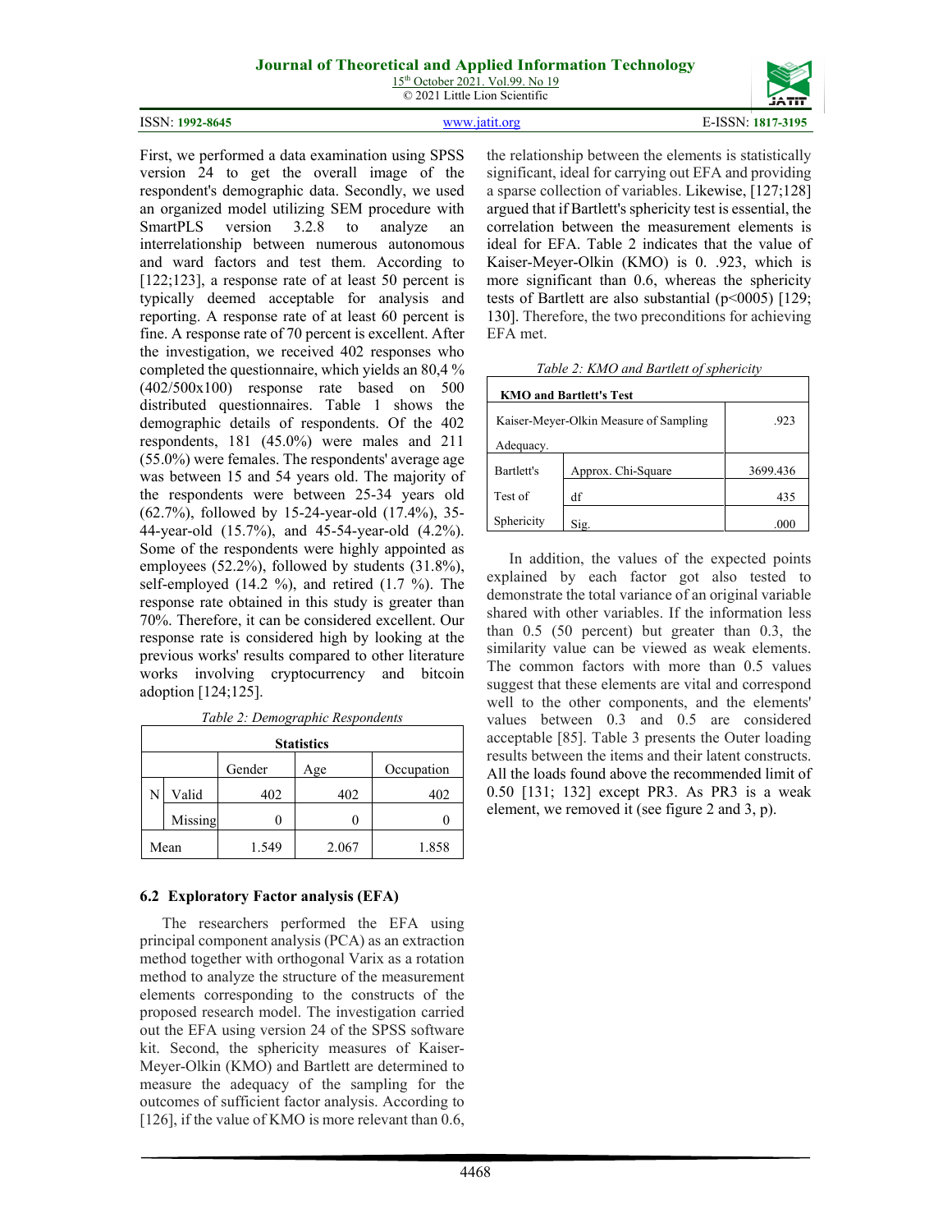First, we performed a data examination using SPSS version 24 to get the overall image of the respondent's demographic data. Secondly, we used an organized model utilizing SEM procedure with SmartPLS version 3.2.8 to analyze an interrelationship between numerous autonomous and ward factors and test them. According to [122;123], a response rate of at least 50 percent is typically deemed acceptable for analysis and reporting. A response rate of at least 60 percent is fine. A response rate of 70 percent is excellent. After the investigation, we received 402 responses who completed the questionnaire, which yields an 80,4 % (402/500x100) response rate based on 500 distributed questionnaires. Table 1 shows the demographic details of respondents. Of the 402 respondents, 181 (45.0%) were males and 211 (55.0%) were females. The respondents' average age was between 15 and 54 years old. The majority of the respondents were between 25-34 years old (62.7%), followed by 15-24-year-old (17.4%), 35-44-year-old (15.7%), and 45-54-year-old (4.2%). Some of the respondents were highly appointed as employees (52.2%), followed by students (31.8%), self-employed (14.2 %), and retired (1.7 %). The response rate obtained in this study is greater than 70%. Therefore, it can be considered excellent. Our response rate is considered high by looking at the previous works' results compared to other literature works involving cryptocurrency and bitcoin adoption [124;125].

*Table 2: Demographic Respondents*

| Statistics | | | | |
|---|---|---|---|---|
| | | Gender | Age | Occupation |
| N | Valid | 402 | 402 | 402 |
| | Missing | 0 | 0 | 0 |
| Mean | | 1.549 | 2.067 | 1.858 |

### 6.2 Exploratory Factor analysis (EFA)

The researchers performed the EFA using principal component analysis (PCA) as an extraction method together with orthogonal Varix as a rotation method to analyze the structure of the measurement elements corresponding to the constructs of the proposed research model. The investigation carried out the EFA using version 24 of the SPSS software kit. Second, the sphericity measures of Kaiser-Meyer-Olkin (KMO) and Bartlett are determined to measure the adequacy of the sampling for the outcomes of sufficient factor analysis. According to [126], if the value of KMO is more relevant than 0.6, the relationship between the elements is statistically significant, ideal for carrying out EFA and providing a sparse collection of variables. Likewise, [127;128] argued that if Bartlett's sphericity test is essential, the correlation between the measurement elements is ideal for EFA. Table 2 indicates that the value of Kaiser-Meyer-Olkin (KMO) is 0. .923, which is more significant than 0.6, whereas the sphericity tests of Bartlett are also substantial (p<0005) [129; 130]. Therefore, the two preconditions for achieving EFA met.

*Table 2: KMO and Bartlett of sphericity*

| KMO and Bartlett's Test | | |
|---|---|---|
| Kaiser-Meyer-Olkin Measure of Sampling Adequacy. | | .923 |
| Bartlett's Test of Sphericity | Approx. Chi-Square | 3699.436 |
| | df | 435 |
| | Sig. | .000 |

In addition, the values of the expected points explained by each factor got also tested to demonstrate the total variance of an original variable shared with other variables. If the information less than 0.5 (50 percent) but greater than 0.3, the similarity value can be viewed as weak elements. The common factors with more than 0.5 values suggest that these elements are vital and correspond well to the other components, and the elements' values between 0.3 and 0.5 are considered acceptable [85]. Table 3 presents the Outer loading results between the items and their latent constructs. All the loads found above the recommended limit of 0.50 [131; 132] except PR3. As PR3 is a weak element, we removed it (see figure 2 and 3, p).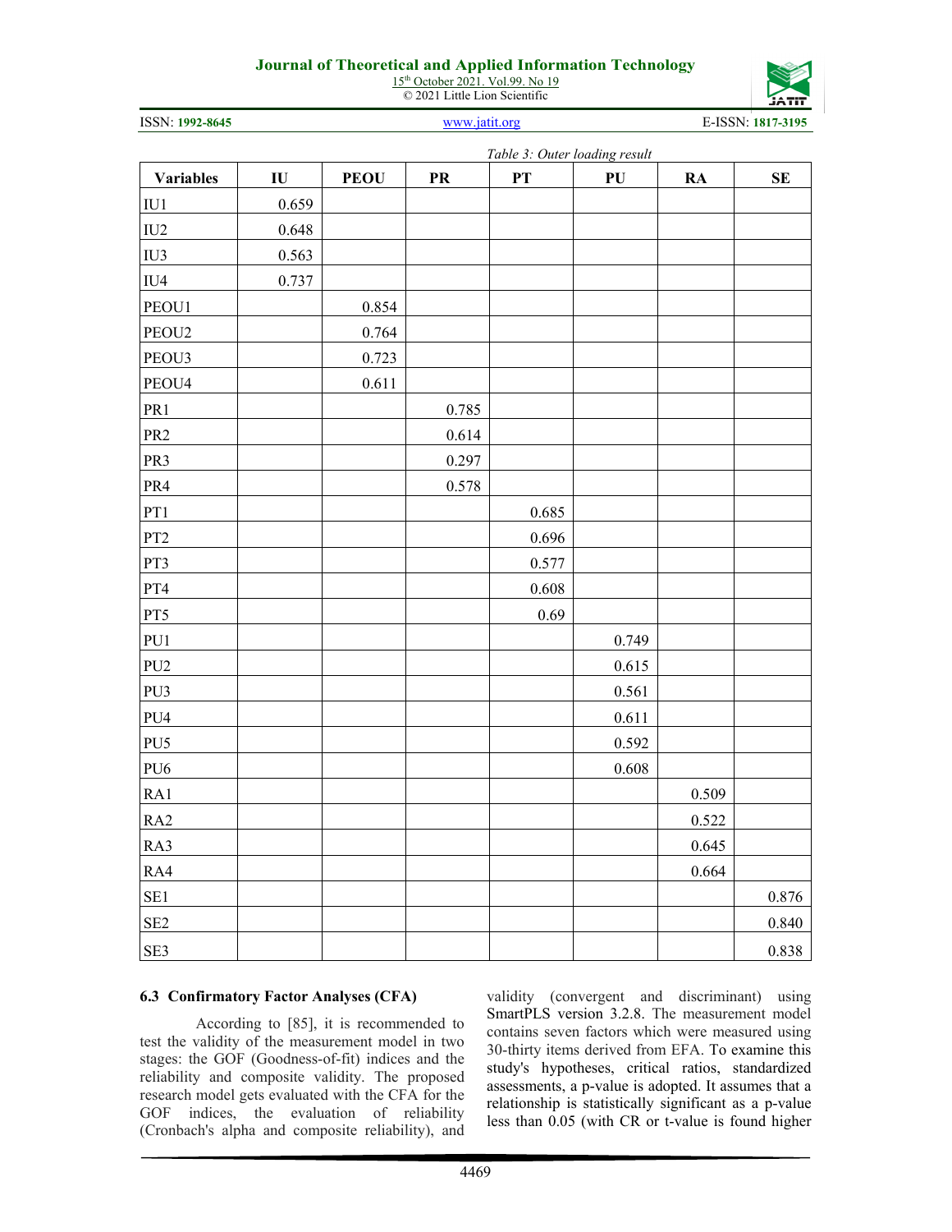*Table 3: Outer loading result*

| Variables | IU | PEOU | PR | PT | PU | RA | SE |
|---|---|---|---|---|---|---|---|
| IU1 | 0.659 | | | | | | |
| IU2 | 0.648 | | | | | | |
| IU3 | 0.563 | | | | | | |
| IU4 | 0.737 | | | | | | |
| PEOU1 | | 0.854 | | | | | |
| PEOU2 | | 0.764 | | | | | |
| PEOU3 | | 0.723 | | | | | |
| PEOU4 | | 0.611 | | | | | |
| PR1 | | | 0.785 | | | | |
| PR2 | | | 0.614 | | | | |
| PR3 | | | 0.297 | | | | |
| PR4 | | | 0.578 | | | | |
| PT1 | | | | 0.685 | | | |
| PT2 | | | | 0.696 | | | |
| PT3 | | | | 0.577 | | | |
| PT4 | | | | 0.608 | | | |
| PT5 | | | | 0.69 | | | |
| PU1 | | | | | 0.749 | | |
| PU2 | | | | | 0.615 | | |
| PU3 | | | | | 0.561 | | |
| PU4 | | | | | 0.611 | | |
| PU5 | | | | | 0.592 | | |
| PU6 | | | | | 0.608 | | |
| RA1 | | | | | | 0.509 | |
| RA2 | | | | | | 0.522 | |
| RA3 | | | | | | 0.645 | |
| RA4 | | | | | | 0.664 | |
| SE1 | | | | | | | 0.876 |
| SE2 | | | | | | | 0.840 |
| SE3 | | | | | | | 0.838 |

### 6.3 Confirmatory Factor Analyses (CFA)

According to [85], it is recommended to test the validity of the measurement model in two stages: the GOF (Goodness-of-fit) indices and the reliability and composite validity. The proposed research model gets evaluated with the CFA for the GOF indices, the evaluation of reliability (Cronbach's alpha and composite reliability), and validity (convergent and discriminant) using SmartPLS version 3.2.8. The measurement model contains seven factors which were measured using 30-thirty items derived from EFA. To examine this study's hypotheses, critical ratios, standardized assessments, a p-value is adopted. It assumes that a relationship is statistically significant as a p-value less than 0.05 (with CR or t-value is found higher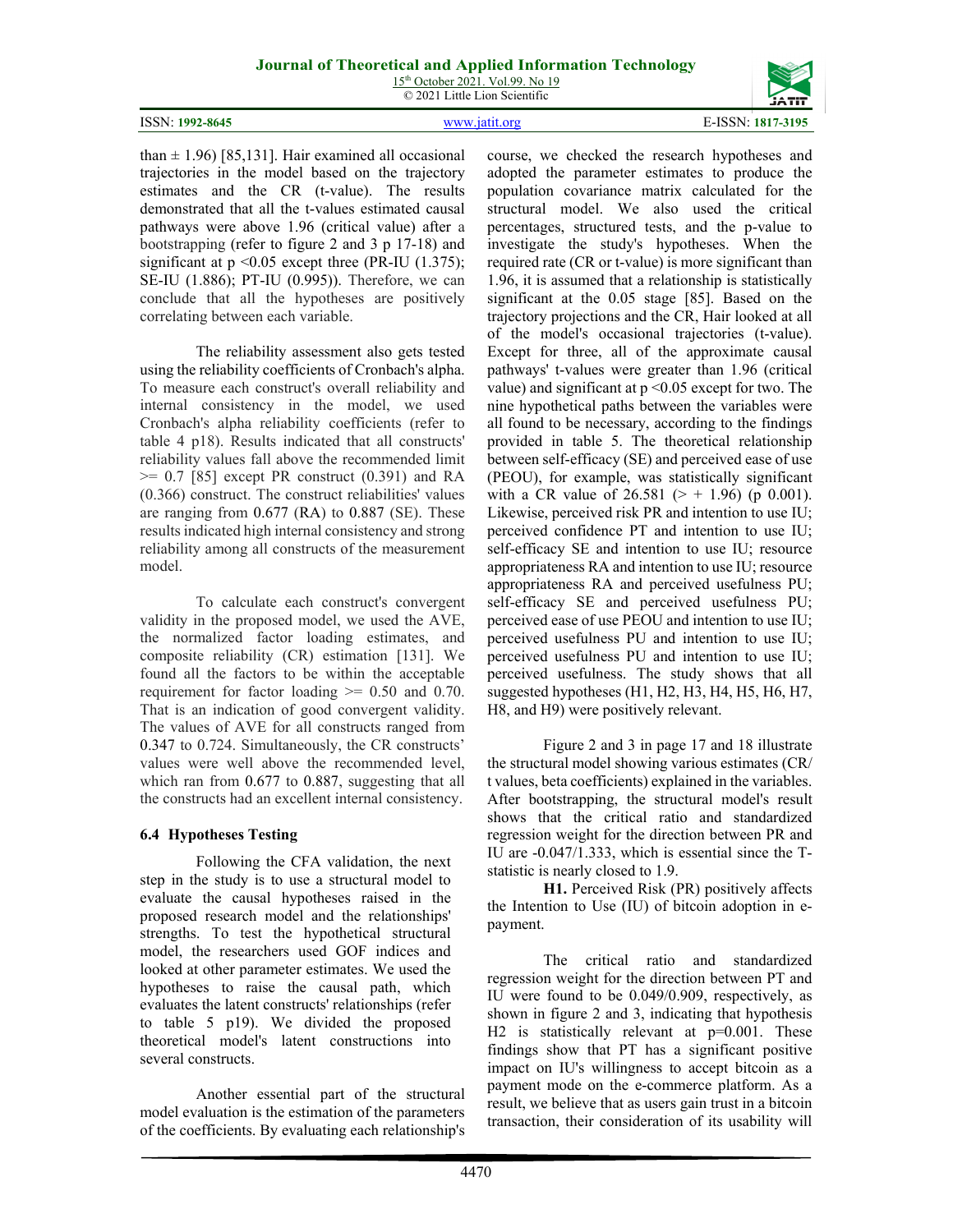than ± 1.96) [85,131]. Hair examined all occasional trajectories in the model based on the trajectory estimates and the CR (t-value). The results demonstrated that all the t-values estimated causal pathways were above 1.96 (critical value) after a bootstrapping (refer to figure 2 and 3 p 17-18) and significant at $p < 0.05$ except three (PR-IU (1.375); SE-IU (1.886); PT-IU (0.995)). Therefore, we can conclude that all the hypotheses are positively correlating between each variable.

The reliability assessment also gets tested using the reliability coefficients of Cronbach's alpha. To measure each construct's overall reliability and internal consistency in the model, we used Cronbach's alpha reliability coefficients (refer to table 4 p18). Results indicated that all constructs' reliability values fall above the recommended limit >= 0.7 [85] except PR construct (0.391) and RA (0.366) construct. The construct reliabilities' values are ranging from 0.677 (RA) to 0.887 (SE). These results indicated high internal consistency and strong reliability among all constructs of the measurement model.

To calculate each construct's convergent validity in the proposed model, we used the AVE, the normalized factor loading estimates, and composite reliability (CR) estimation [131]. We found all the factors to be within the acceptable requirement for factor loading >= 0.50 and 0.70. That is an indication of good convergent validity. The values of AVE for all constructs ranged from 0.347 to 0.724. Simultaneously, the CR constructs' values were well above the recommended level, which ran from 0.677 to 0.887, suggesting that all the constructs had an excellent internal consistency.

### 6.4 Hypotheses Testing

Following the CFA validation, the next step in the study is to use a structural model to evaluate the causal hypotheses raised in the proposed research model and the relationships' strengths. To test the hypothetical structural model, the researchers used GOF indices and looked at other parameter estimates. We used the hypotheses to raise the causal path, which evaluates the latent constructs' relationships (refer to table 5 p19). We divided the proposed theoretical model's latent constructions into several constructs.

Another essential part of the structural model evaluation is the estimation of the parameters of the coefficients. By evaluating each relationship's course, we checked the research hypotheses and adopted the parameter estimates to produce the population covariance matrix calculated for the structural model. We also used the critical percentages, structured tests, and the p-value to investigate the study's hypotheses. When the required rate (CR or t-value) is more significant than 1.96, it is assumed that a relationship is statistically significant at the 0.05 stage [85]. Based on the trajectory projections and the CR, Hair looked at all of the model's occasional trajectories (t-value). Except for three, all of the approximate causal pathways' t-values were greater than 1.96 (critical value) and significant at $p < 0.05$ except for two. The nine hypothetical paths between the variables were all found to be necessary, according to the findings provided in table 5. The theoretical relationship between self-efficacy (SE) and perceived ease of use (PEOU), for example, was statistically significant with a CR value of 26.581 (> + 1.96) (p 0.001). Likewise, perceived risk PR and intention to use IU; perceived confidence PT and intention to use IU; self-efficacy SE and intention to use IU; resource appropriateness RA and intention to use IU; resource appropriateness RA and perceived usefulness PU; self-efficacy SE and perceived usefulness PU; perceived ease of use PEOU and intention to use IU; perceived usefulness PU and intention to use IU; perceived usefulness PU and intention to use IU; perceived usefulness. The study shows that all suggested hypotheses (H1, H2, H3, H4, H5, H6, H7, H8, and H9) were positively relevant.

Figure 2 and 3 in page 17 and 18 illustrate the structural model showing various estimates (CR/ t values, beta coefficients) explained in the variables. After bootstrapping, the structural model's result shows that the critical ratio and standardized regression weight for the direction between PR and IU are -0.047/1.333, which is essential since the T-statistic is nearly closed to 1.9.

**H1.** Perceived Risk (PR) positively affects the Intention to Use (IU) of bitcoin adoption in e-payment.

The critical ratio and standardized regression weight for the direction between PT and IU were found to be 0.049/0.909, respectively, as shown in figure 2 and 3, indicating that hypothesis H2 is statistically relevant at p=0.001. These findings show that PT has a significant positive impact on IU's willingness to accept bitcoin as a payment mode on the e-commerce platform. As a result, we believe that as users gain trust in a bitcoin transaction, their consideration of its usability will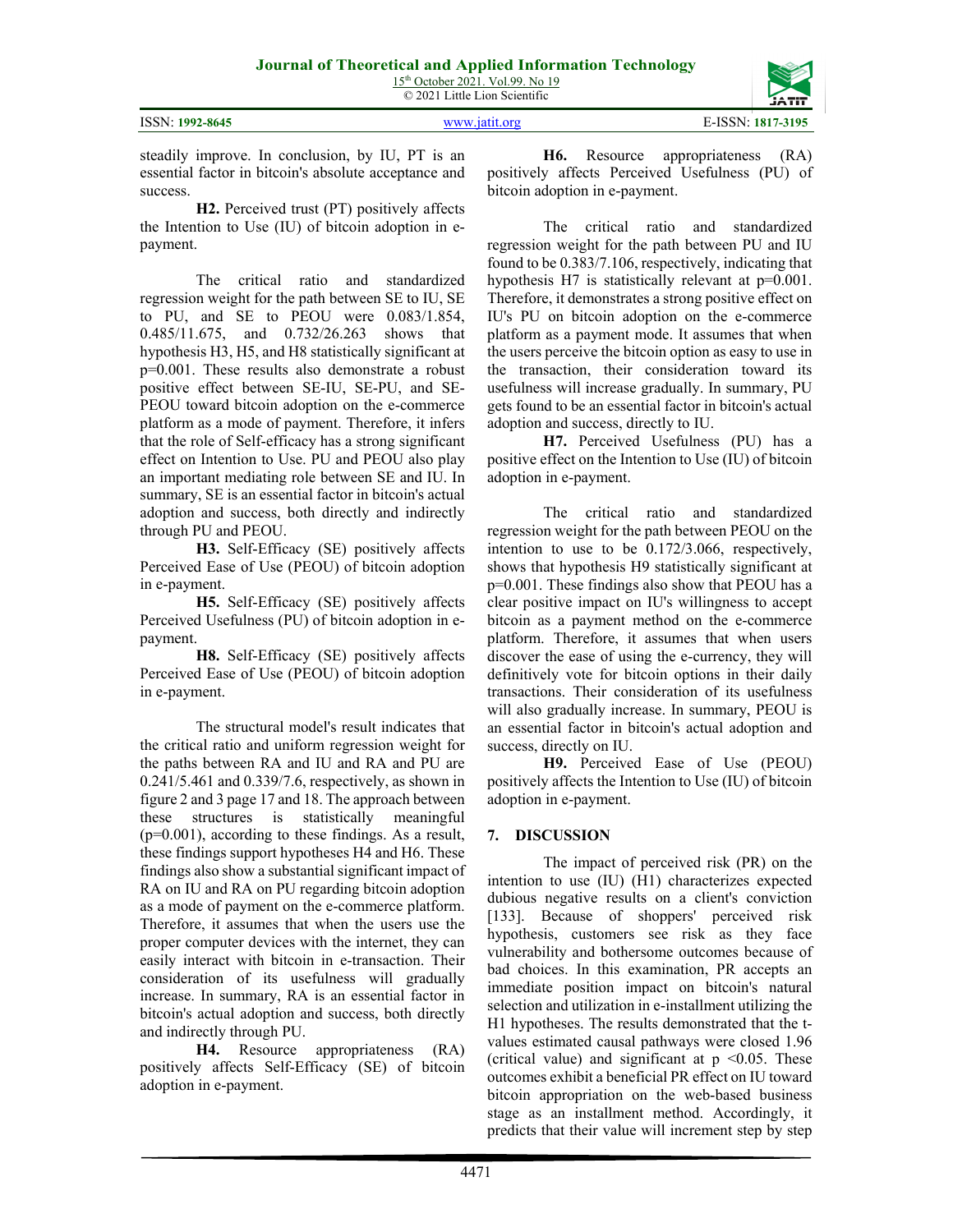steadily improve. In conclusion, by IU, PT is an essential factor in bitcoin's absolute acceptance and success.

**H2.** Perceived trust (PT) positively affects the Intention to Use (IU) of bitcoin adoption in e-payment.

The critical ratio and standardized regression weight for the path between SE to IU, SE to PU, and SE to PEOU were 0.083/1.854, 0.485/11.675, and 0.732/26.263 shows that hypothesis H3, H5, and H8 statistically significant at p=0.001. These results also demonstrate a robust positive effect between SE-IU, SE-PU, and SE-PEOU toward bitcoin adoption on the e-commerce platform as a mode of payment. Therefore, it infers that the role of Self-efficacy has a strong significant effect on Intention to Use. PU and PEOU also play an important mediating role between SE and IU. In summary, SE is an essential factor in bitcoin's actual adoption and success, both directly and indirectly through PU and PEOU.

**H3.** Self-Efficacy (SE) positively affects Perceived Ease of Use (PEOU) of bitcoin adoption in e-payment.

**H5.** Self-Efficacy (SE) positively affects Perceived Usefulness (PU) of bitcoin adoption in e-payment.

**H8.** Self-Efficacy (SE) positively affects Perceived Ease of Use (PEOU) of bitcoin adoption in e-payment.

The structural model's result indicates that the critical ratio and uniform regression weight for the paths between RA and IU and RA and PU are 0.241/5.461 and 0.339/7.6, respectively, as shown in figure 2 and 3 page 17 and 18. The approach between these structures is statistically meaningful (p=0.001), according to these findings. As a result, these findings support hypotheses H4 and H6. These findings also show a substantial significant impact of RA on IU and RA on PU regarding bitcoin adoption as a mode of payment on the e-commerce platform. Therefore, it assumes that when the users use the proper computer devices with the internet, they can easily interact with bitcoin in e-transaction. Their consideration of its usefulness will gradually increase. In summary, RA is an essential factor in bitcoin's actual adoption and success, both directly and indirectly through PU.

**H4.** Resource appropriateness (RA) positively affects Self-Efficacy (SE) of bitcoin adoption in e-payment.

**H6.** Resource appropriateness (RA) positively affects Perceived Usefulness (PU) of bitcoin adoption in e-payment.

The critical ratio and standardized regression weight for the path between PU and IU found to be 0.383/7.106, respectively, indicating that hypothesis H7 is statistically relevant at p=0.001. Therefore, it demonstrates a strong positive effect on IU's PU on bitcoin adoption on the e-commerce platform as a payment mode. It assumes that when the users perceive the bitcoin option as easy to use in the transaction, their consideration toward its usefulness will increase gradually. In summary, PU gets found to be an essential factor in bitcoin's actual adoption and success, directly to IU.

**H7.** Perceived Usefulness (PU) has a positive effect on the Intention to Use (IU) of bitcoin adoption in e-payment.

The critical ratio and standardized regression weight for the path between PEOU on the intention to use to be 0.172/3.066, respectively, shows that hypothesis H9 statistically significant at p=0.001. These findings also show that PEOU has a clear positive impact on IU's willingness to accept bitcoin as a payment method on the e-commerce platform. Therefore, it assumes that when users discover the ease of using the e-currency, they will definitively vote for bitcoin options in their daily transactions. Their consideration of its usefulness will also gradually increase. In summary, PEOU is an essential factor in bitcoin's actual adoption and success, directly on IU.

**H9.** Perceived Ease of Use (PEOU) positively affects the Intention to Use (IU) of bitcoin adoption in e-payment.

## 7. DISCUSSION

The impact of perceived risk (PR) on the intention to use (IU) (H1) characterizes expected dubious negative results on a client's conviction [133]. Because of shoppers' perceived risk hypothesis, customers see risk as they face vulnerability and bothersome outcomes because of bad choices. In this examination, PR accepts an immediate position impact on bitcoin's natural selection and utilization in e-installment utilizing the H1 hypotheses. The results demonstrated that the t-values estimated causal pathways were closed 1.96 (critical value) and significant at $p < 0.05$. These outcomes exhibit a beneficial PR effect on IU toward bitcoin appropriation on the web-based business stage as an installment method. Accordingly, it predicts that their value will increment step by step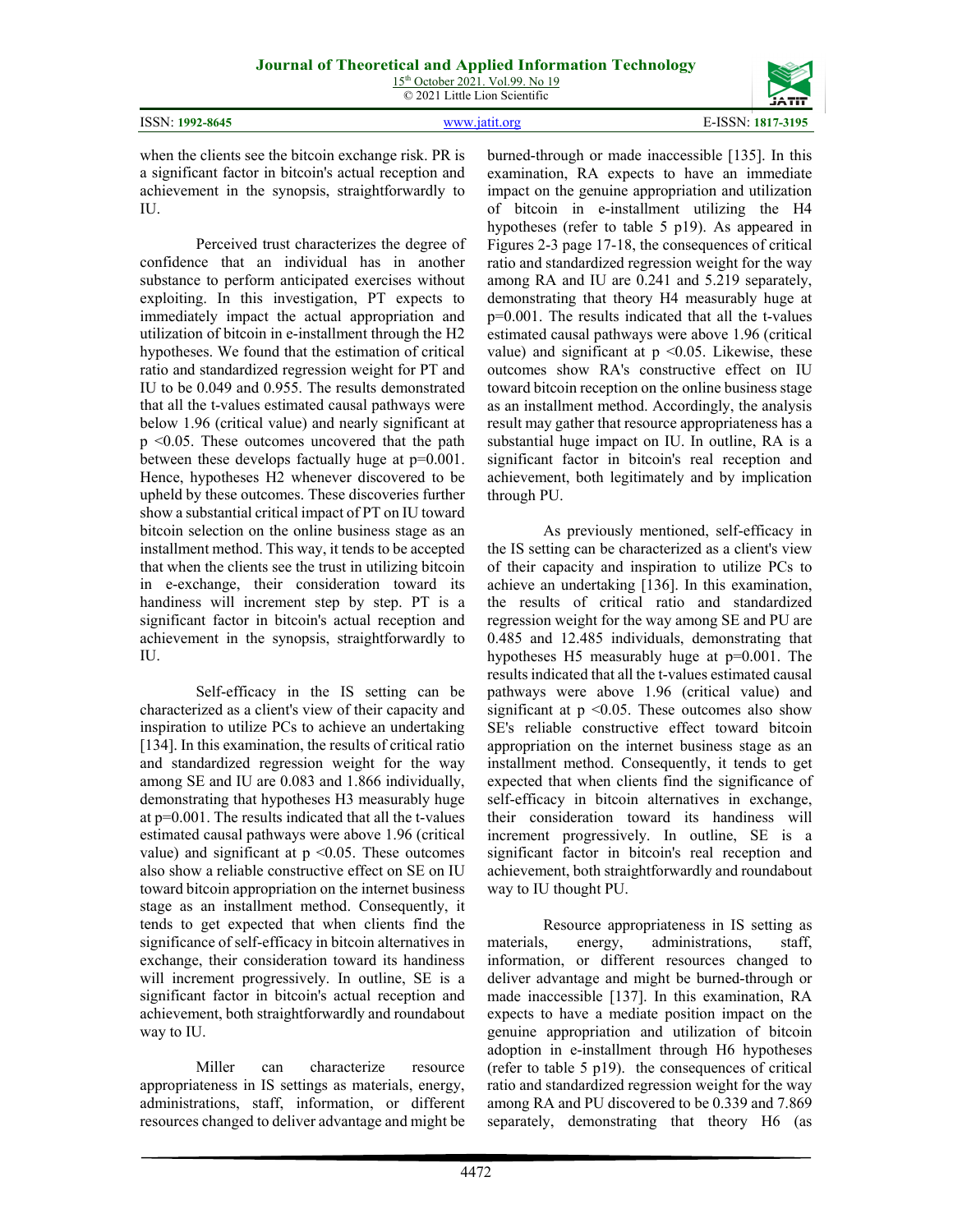when the clients see the bitcoin exchange risk. PR is a significant factor in bitcoin's actual reception and achievement in the synopsis, straightforwardly to IU.

Perceived trust characterizes the degree of confidence that an individual has in another substance to perform anticipated exercises without exploiting. In this investigation, PT expects to immediately impact the actual appropriation and utilization of bitcoin in e-installment through the H2 hypotheses. We found that the estimation of critical ratio and standardized regression weight for PT and IU to be 0.049 and 0.955. The results demonstrated that all the t-values estimated causal pathways were below 1.96 (critical value) and nearly significant at $p < 0.05$. These outcomes uncovered that the path between these develops factually huge at p=0.001. Hence, hypotheses H2 whenever discovered to be upheld by these outcomes. These discoveries further show a substantial critical impact of PT on IU toward bitcoin selection on the online business stage as an installment method. This way, it tends to be accepted that when the clients see the trust in utilizing bitcoin in e-exchange, their consideration toward its handiness will increment step by step. PT is a significant factor in bitcoin's actual reception and achievement in the synopsis, straightforwardly to IU.

Self-efficacy in the IS setting can be characterized as a client's view of their capacity and inspiration to utilize PCs to achieve an undertaking [134]. In this examination, the results of critical ratio and standardized regression weight for the way among SE and IU are 0.083 and 1.866 individually, demonstrating that hypotheses H3 measurably huge at p=0.001. The results indicated that all the t-values estimated causal pathways were above 1.96 (critical value) and significant at $p < 0.05$. These outcomes also show a reliable constructive effect on SE on IU toward bitcoin appropriation on the internet business stage as an installment method. Consequently, it tends to get expected that when clients find the significance of self-efficacy in bitcoin alternatives in exchange, their consideration toward its handiness will increment progressively. In outline, SE is a significant factor in bitcoin's actual reception and achievement, both straightforwardly and roundabout way to IU.

Miller can characterize resource appropriateness in IS settings as materials, energy, administrations, staff, information, or different resources changed to deliver advantage and might be burned-through or made inaccessible [135]. In this examination, RA expects to have an immediate impact on the genuine appropriation and utilization of bitcoin in e-installment utilizing the H4 hypotheses (refer to table 5 p19). As appeared in Figures 2-3 page 17-18, the consequences of critical ratio and standardized regression weight for the way among RA and IU are 0.241 and 5.219 separately, demonstrating that theory H4 measurably huge at p=0.001. The results indicated that all the t-values estimated causal pathways were above 1.96 (critical value) and significant at $p < 0.05$. Likewise, these outcomes show RA's constructive effect on IU toward bitcoin reception on the online business stage as an installment method. Accordingly, the analysis result may gather that resource appropriateness has a substantial huge impact on IU. In outline, RA is a significant factor in bitcoin's real reception and achievement, both legitimately and by implication through PU.

As previously mentioned, self-efficacy in the IS setting can be characterized as a client's view of their capacity and inspiration to utilize PCs to achieve an undertaking [136]. In this examination, the results of critical ratio and standardized regression weight for the way among SE and PU are 0.485 and 12.485 individuals, demonstrating that hypotheses H5 measurably huge at p=0.001. The results indicated that all the t-values estimated causal pathways were above 1.96 (critical value) and significant at $p < 0.05$. These outcomes also show SE's reliable constructive effect toward bitcoin appropriation on the internet business stage as an installment method. Consequently, it tends to get expected that when clients find the significance of self-efficacy in bitcoin alternatives in exchange, their consideration toward its handiness will increment progressively. In outline, SE is a significant factor in bitcoin's real reception and achievement, both straightforwardly and roundabout way to IU thought PU.

Resource appropriateness in IS setting as materials, energy, administrations, staff, information, or different resources changed to deliver advantage and might be burned-through or made inaccessible [137]. In this examination, RA expects to have a mediate position impact on the genuine appropriation and utilization of bitcoin adoption in e-installment through H6 hypotheses (refer to table 5 p19). the consequences of critical ratio and standardized regression weight for the way among RA and PU discovered to be 0.339 and 7.869 separately, demonstrating that theory H6 (as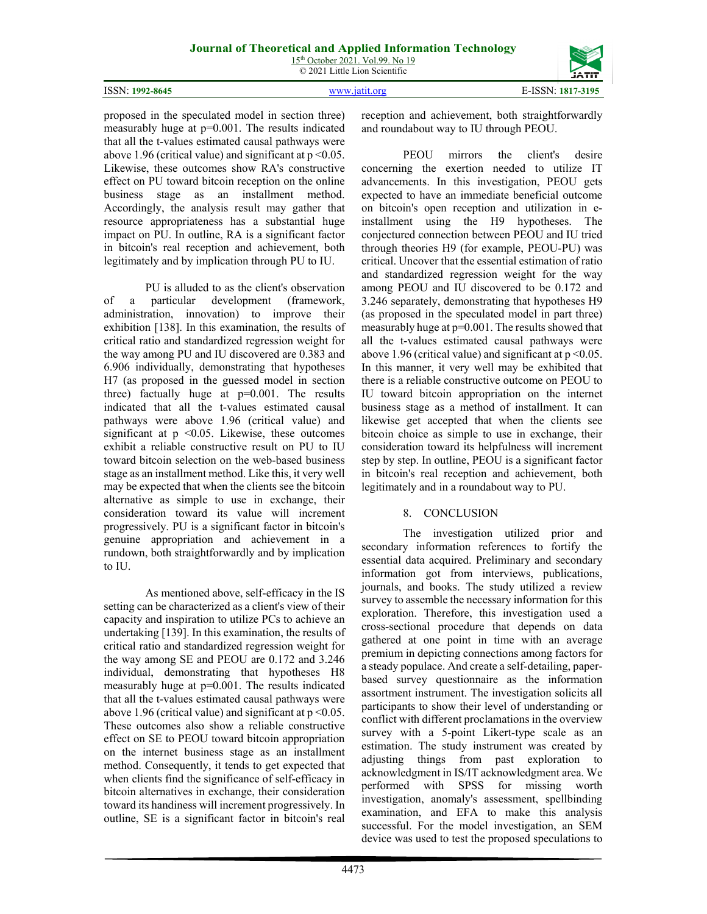proposed in the speculated model in section three) measurably huge at p=0.001. The results indicated that all the t-values estimated causal pathways were above 1.96 (critical value) and significant at $p < 0.05$. Likewise, these outcomes show RA's constructive effect on PU toward bitcoin reception on the online business stage as an installment method. Accordingly, the analysis result may gather that resource appropriateness has a substantial huge impact on PU. In outline, RA is a significant factor in bitcoin's real reception and achievement, both legitimately and by implication through PU to IU.

PU is alluded to as the client's observation of a particular development (framework, administration, innovation) to improve their exhibition [138]. In this examination, the results of critical ratio and standardized regression weight for the way among PU and IU discovered are 0.383 and 6.906 individually, demonstrating that hypotheses H7 (as proposed in the guessed model in section three) factually huge at p=0.001. The results indicated that all the t-values estimated causal pathways were above 1.96 (critical value) and significant at $p < 0.05$. Likewise, these outcomes exhibit a reliable constructive result on PU to IU toward bitcoin selection on the web-based business stage as an installment method. Like this, it very well may be expected that when the clients see the bitcoin alternative as simple to use in exchange, their consideration toward its value will increment progressively. PU is a significant factor in bitcoin's genuine appropriation and achievement in a rundown, both straightforwardly and by implication to IU.

As mentioned above, self-efficacy in the IS setting can be characterized as a client's view of their capacity and inspiration to utilize PCs to achieve an undertaking [139]. In this examination, the results of critical ratio and standardized regression weight for the way among SE and PEOU are 0.172 and 3.246 individual, demonstrating that hypotheses H8 measurably huge at p=0.001. The results indicated that all the t-values estimated causal pathways were above 1.96 (critical value) and significant at $p < 0.05$. These outcomes also show a reliable constructive effect on SE to PEOU toward bitcoin appropriation on the internet business stage as an installment method. Consequently, it tends to get expected that when clients find the significance of self-efficacy in bitcoin alternatives in exchange, their consideration toward its handiness will increment progressively. In outline, SE is a significant factor in bitcoin's real reception and achievement, both straightforwardly and roundabout way to IU through PEOU.

PEOU mirrors the client's desire concerning the exertion needed to utilize IT advancements. In this investigation, PEOU gets expected to have an immediate beneficial outcome on bitcoin's open reception and utilization in e-installment using the H9 hypotheses. The conjectured connection between PEOU and IU tried through theories H9 (for example, PEOU-PU) was critical. Uncover that the essential estimation of ratio and standardized regression weight for the way among PEOU and IU discovered to be 0.172 and 3.246 separately, demonstrating that hypotheses H9 (as proposed in the speculated model in part three) measurably huge at p=0.001. The results showed that all the t-values estimated causal pathways were above 1.96 (critical value) and significant at $p < 0.05$. In this manner, it very well may be exhibited that there is a reliable constructive outcome on PEOU to IU toward bitcoin appropriation on the internet business stage as a method of installment. It can likewise get accepted that when the clients see bitcoin choice as simple to use in exchange, their consideration toward its helpfulness will increment step by step. In outline, PEOU is a significant factor in bitcoin's real reception and achievement, both legitimately and in a roundabout way to PU.

## 8. CONCLUSION

The investigation utilized prior and secondary information references to fortify the essential data acquired. Preliminary and secondary information got from interviews, publications, journals, and books. The study utilized a review survey to assemble the necessary information for this exploration. Therefore, this investigation used a cross-sectional procedure that depends on data gathered at one point in time with an average premium in depicting connections among factors for a steady populace. And create a self-detailing, paper-based survey questionnaire as the information assortment instrument. The investigation solicits all participants to show their level of understanding or conflict with different proclamations in the overview survey with a 5-point Likert-type scale as an estimation. The study instrument was created by adjusting things from past exploration to acknowledgment in IS/IT acknowledgment area. We performed with SPSS for missing worth investigation, anomaly's assessment, spellbinding examination, and EFA to make this analysis successful. For the model investigation, an SEM device was used to test the proposed speculations to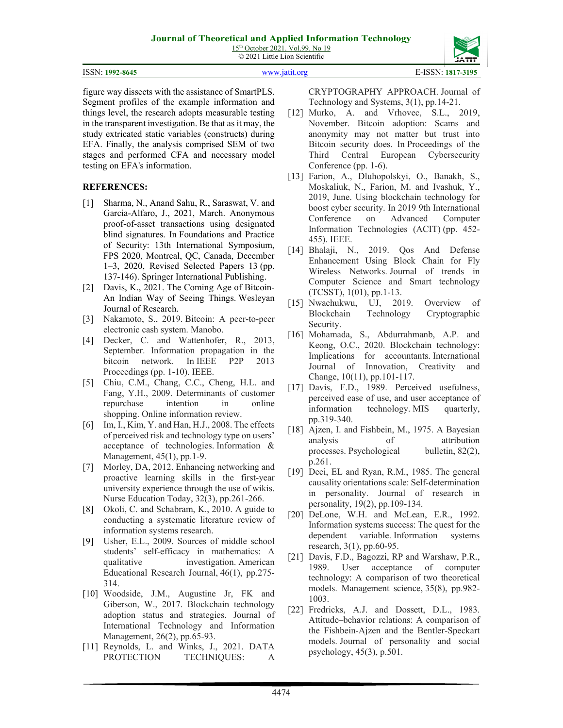figure way dissects with the assistance of SmartPLS. Segment profiles of the example information and things level, the research adopts measurable testing in the transparent investigation. Be that as it may, the study extricated static variables (constructs) during EFA. Finally, the analysis comprised SEM of two stages and performed CFA and necessary model testing on EFA's information.

## REFERENCES:

[1] Sharma, N., Anand Sahu, R., Saraswat, V. and Garcia-Alfaro, J., 2021, March. Anonymous proof-of-asset transactions using designated blind signatures. In Foundations and Practice of Security: 13th International Symposium, FPS 2020, Montreal, QC, Canada, December 1–3, 2020, Revised Selected Papers 13 (pp. 137-146). Springer International Publishing.

[2] Davis, K., 2021. The Coming Age of Bitcoin-An Indian Way of Seeing Things. Wesleyan Journal of Research.

[3] Nakamoto, S., 2019. Bitcoin: A peer-to-peer electronic cash system. Manobo.

[4] Decker, C. and Wattenhofer, R., 2013, September. Information propagation in the bitcoin network. In IEEE P2P 2013 Proceedings (pp. 1-10). IEEE.

[5] Chiu, C.M., Chang, C.C., Cheng, H.L. and Fang, Y.H., 2009. Determinants of customer repurchase intention in online shopping. Online information review.

[6] Im, I., Kim, Y. and Han, H.J., 2008. The effects of perceived risk and technology type on users' acceptance of technologies. Information & Management, 45(1), pp.1-9.

[7] Morley, DA, 2012. Enhancing networking and proactive learning skills in the first-year university experience through the use of wikis. Nurse Education Today, 32(3), pp.261-266.

[8] Okoli, C. and Schabram, K., 2010. A guide to conducting a systematic literature review of information systems research.

[9] Usher, E.L., 2009. Sources of middle school students' self-efficacy in mathematics: A qualitative investigation. American Educational Research Journal, 46(1), pp.275-314.

[10] Woodside, J.M., Augustine Jr, FK and Giberson, W., 2017. Blockchain technology adoption status and strategies. Journal of International Technology and Information Management, 26(2), pp.65-93.

[11] Reynolds, L. and Winks, J., 2021. DATA PROTECTION TECHNIQUES: A CRYPTOGRAPHY APPROACH. Journal of Technology and Systems, 3(1), pp.14-21.

[12] Murko, A. and Vrhovec, S.L., 2019, November. Bitcoin adoption: Scams and anonymity may not matter but trust into Bitcoin security does. In Proceedings of the Third Central European Cybersecurity Conference (pp. 1-6).

[13] Farion, A., Dluhopolskyi, O., Banakh, S., Moskaliuk, N., Farion, M. and Ivashuk, Y., 2019, June. Using blockchain technology for boost cyber security. In 2019 9th International Conference on Advanced Computer Information Technologies (ACIT) (pp. 452-455). IEEE.

[14] Bhalaji, N., 2019. Qos And Defense Enhancement Using Block Chain for Fly Wireless Networks. Journal of trends in Computer Science and Smart technology (TCSST), 1(01), pp.1-13.

[15] Nwachukwu, UJ, 2019. Overview of Blockchain Technology Cryptographic Security.

[16] Mohamada, S., Abdurrahmanb, A.P. and Keong, O.C., 2020. Blockchain technology: Implications for accountants. International Journal of Innovation, Creativity and Change, 10(11), pp.101-117.

[17] Davis, F.D., 1989. Perceived usefulness, perceived ease of use, and user acceptance of information technology. MIS quarterly, pp.319-340.

[18] Ajzen, I. and Fishbein, M., 1975. A Bayesian analysis of attribution processes. Psychological bulletin, 82(2), p.261.

[19] Deci, EL and Ryan, R.M., 1985. The general causality orientations scale: Self-determination in personality. Journal of research in personality, 19(2), pp.109-134.

[20] DeLone, W.H. and McLean, E.R., 1992. Information systems success: The quest for the dependent variable. Information systems research, 3(1), pp.60-95.

[21] Davis, F.D., Bagozzi, RP and Warshaw, P.R., 1989. User acceptance of computer technology: A comparison of two theoretical models. Management science, 35(8), pp.982-1003.

[22] Fredricks, A.J. and Dossett, D.L., 1983. Attitude–behavior relations: A comparison of the Fishbein-Ajzen and the Bentler-Speckart models. Journal of personality and social psychology, 45(3), p.501.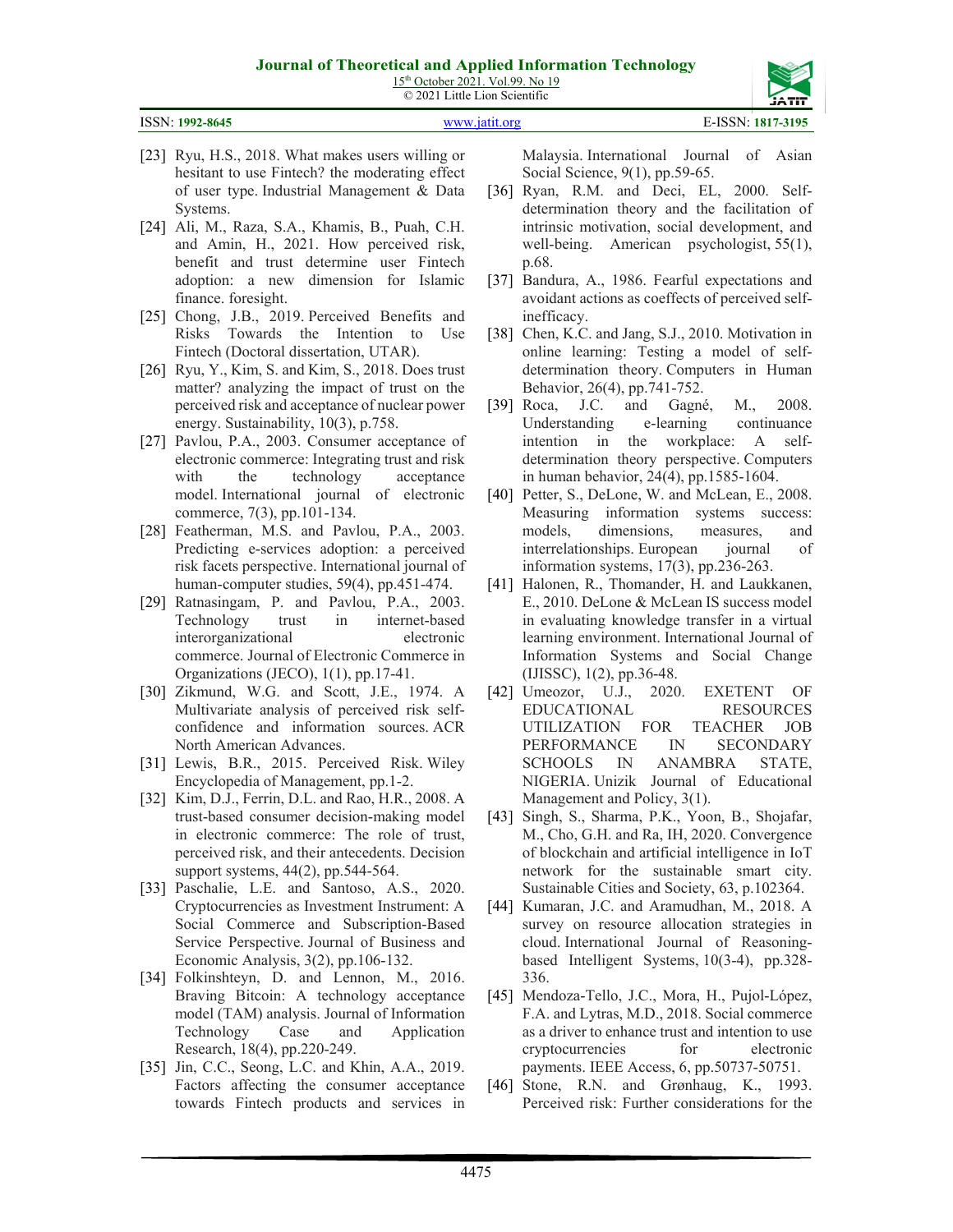[23] Ryu, H.S., 2018. What makes users willing or hesitant to use Fintech? the moderating effect of user type. Industrial Management & Data Systems.

[24] Ali, M., Raza, S.A., Khamis, B., Puah, C.H. and Amin, H., 2021. How perceived risk, benefit and trust determine user Fintech adoption: a new dimension for Islamic finance. foresight.

[25] Chong, J.B., 2019. Perceived Benefits and Risks Towards the Intention to Use Fintech (Doctoral dissertation, UTAR).

[26] Ryu, Y., Kim, S. and Kim, S., 2018. Does trust matter? analyzing the impact of trust on the perceived risk and acceptance of nuclear power energy. Sustainability, 10(3), p.758.

[27] Pavlou, P.A., 2003. Consumer acceptance of electronic commerce: Integrating trust and risk with the technology acceptance model. International journal of electronic commerce, 7(3), pp.101-134.

[28] Featherman, M.S. and Pavlou, P.A., 2003. Predicting e-services adoption: a perceived risk facets perspective. International journal of human-computer studies, 59(4), pp.451-474.

[29] Ratnasingam, P. and Pavlou, P.A., 2003. Technology trust in internet-based interorganizational electronic commerce. Journal of Electronic Commerce in Organizations (JECO), 1(1), pp.17-41.

[30] Zikmund, W.G. and Scott, J.E., 1974. A Multivariate analysis of perceived risk self-confidence and information sources. ACR North American Advances.

[31] Lewis, B.R., 2015. Perceived Risk. Wiley Encyclopedia of Management, pp.1-2.

[32] Kim, D.J., Ferrin, D.L. and Rao, H.R., 2008. A trust-based consumer decision-making model in electronic commerce: The role of trust, perceived risk, and their antecedents. Decision support systems, 44(2), pp.544-564.

[33] Paschalie, L.E. and Santoso, A.S., 2020. Cryptocurrencies as Investment Instrument: A Social Commerce and Subscription-Based Service Perspective. Journal of Business and Economic Analysis, 3(2), pp.106-132.

[34] Folkinshteyn, D. and Lennon, M., 2016. Braving Bitcoin: A technology acceptance model (TAM) analysis. Journal of Information Technology Case and Application Research, 18(4), pp.220-249.

[35] Jin, C.C., Seong, L.C. and Khin, A.A., 2019. Factors affecting the consumer acceptance towards Fintech products and services in Malaysia. International Journal of Asian Social Science, 9(1), pp.59-65.

[36] Ryan, R.M. and Deci, EL, 2000. Self-determination theory and the facilitation of intrinsic motivation, social development, and well-being. American psychologist, 55(1), p.68.

[37] Bandura, A., 1986. Fearful expectations and avoidant actions as coeffects of perceived self-inefficacy.

[38] Chen, K.C. and Jang, S.J., 2010. Motivation in online learning: Testing a model of self-determination theory. Computers in Human Behavior, 26(4), pp.741-752.

[39] Roca, J.C. and Gagné, M., 2008. Understanding e-learning continuance intention in the workplace: A self-determination theory perspective. Computers in human behavior, 24(4), pp.1585-1604.

[40] Petter, S., DeLone, W. and McLean, E., 2008. Measuring information systems success: models, dimensions, measures, and interrelationships. European journal of information systems, 17(3), pp.236-263.

[41] Halonen, R., Thomander, H. and Laukkanen, E., 2010. DeLone & McLean IS success model in evaluating knowledge transfer in a virtual learning environment. International Journal of Information Systems and Social Change (IJISSC), 1(2), pp.36-48.

[42] Umeozor, U.J., 2020. EXTENT OF EDUCATIONAL RESOURCES UTILIZATION FOR TEACHER JOB PERFORMANCE IN SECONDARY SCHOOLS IN ANAMBRA STATE, NIGERIA. Unizik Journal of Educational Management and Policy, 3(1).

[43] Singh, S., Sharma, P.K., Yoon, B., Shojafar, M., Cho, G.H. and Ra, IH, 2020. Convergence of blockchain and artificial intelligence in IoT network for the sustainable smart city. Sustainable Cities and Society, 63, p.102364.

[44] Kumaran, J.C. and Aramudhan, M., 2018. A survey on resource allocation strategies in cloud. International Journal of Reasoning-based Intelligent Systems, 10(3-4), pp.328-336.

[45] Mendoza-Tello, J.C., Mora, H., Pujol-López, F.A. and Lytras, M.D., 2018. Social commerce as a driver to enhance trust and intention to use cryptocurrencies for electronic payments. IEEE Access, 6, pp.50737-50751.

[46] Stone, R.N. and Grønhaug, K., 1993. Perceived risk: Further considerations for the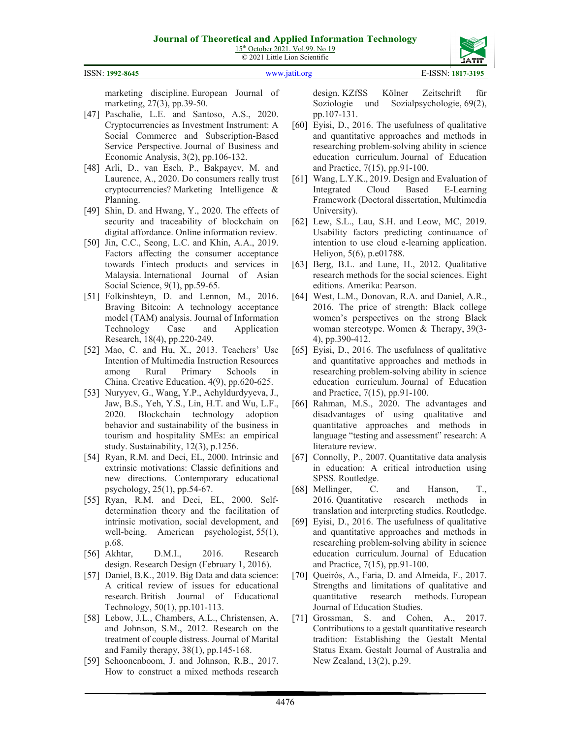marketing discipline. European Journal of marketing, 27(3), pp.39-50.

[47] Paschalie, L.E. and Santoso, A.S., 2020. Cryptocurrencies as Investment Instrument: A Social Commerce and Subscription-Based Service Perspective. Journal of Business and Economic Analysis, 3(2), pp.106-132.

[48] Arli, D., van Esch, P., Bakpayev, M. and Laurence, A., 2020. Do consumers really trust cryptocurrencies? Marketing Intelligence & Planning.

[49] Shin, D. and Hwang, Y., 2020. The effects of security and traceability of blockchain on digital affordance. Online information review.

[50] Jin, C.C., Seong, L.C. and Khin, A.A., 2019. Factors affecting the consumer acceptance towards Fintech products and services in Malaysia. International Journal of Asian Social Science, 9(1), pp.59-65.

[51] Folkinshteyn, D. and Lennon, M., 2016. Braving Bitcoin: A technology acceptance model (TAM) analysis. Journal of Information Technology Case and Application Research, 18(4), pp.220-249.

[52] Mao, C. and Hu, X., 2013. Teachers' Use Intention of Multimedia Instruction Resources among Rural Primary Schools in China. Creative Education, 4(9), pp.620-625.

[53] Nuryyev, G., Wang, Y.P., Achyldurdyyeva, J., Jaw, B.S., Yeh, Y.S., Lin, H.T. and Wu, L.F., 2020. Blockchain technology adoption behavior and sustainability of the business in tourism and hospitality SMEs: an empirical study. Sustainability, 12(3), p.1256.

[54] Ryan, R.M. and Deci, EL, 2000. Intrinsic and extrinsic motivations: Classic definitions and new directions. Contemporary educational psychology, 25(1), pp.54-67.

[55] Ryan, R.M. and Deci, EL, 2000. Self-determination theory and the facilitation of intrinsic motivation, social development, and well-being. American psychologist, 55(1), p.68.

[56] Akhtar, D.M.I., 2016. Research design. Research Design (February 1, 2016).

[57] Daniel, B.K., 2019. Big Data and data science: A critical review of issues for educational research. British Journal of Educational Technology, 50(1), pp.101-113.

[58] Lebow, J.L., Chambers, A.L., Christensen, A. and Johnson, S.M., 2012. Research on the treatment of couple distress. Journal of Marital and Family therapy, 38(1), pp.145-168.

[59] Schoonenboom, J. and Johnson, R.B., 2017. How to construct a mixed methods research design. KZfSS Kölner Zeitschrift für Soziologie und Sozialpsychologie, 69(2), pp.107-131.

[60] Eyisi, D., 2016. The usefulness of qualitative and quantitative approaches and methods in researching problem-solving ability in science education curriculum. Journal of Education and Practice, 7(15), pp.91-100.

[61] Wang, L.Y.K., 2019. Design and Evaluation of Integrated Cloud Based E-Learning Framework (Doctoral dissertation, Multimedia University).

[62] Lew, S.L., Lau, S.H. and Leow, MC, 2019. Usability factors predicting continuance of intention to use cloud e-learning application. Heliyon, 5(6), p.e01788.

[63] Berg, B.L. and Lune, H., 2012. Qualitative research methods for the social sciences. Eight editions. Amerika: Pearson.

[64] West, L.M., Donovan, R.A. and Daniel, A.R., 2016. The price of strength: Black college women's perspectives on the strong Black woman stereotype. Women & Therapy, 39(3-4), pp.390-412.

[65] Eyisi, D., 2016. The usefulness of qualitative and quantitative approaches and methods in researching problem-solving ability in science education curriculum. Journal of Education and Practice, 7(15), pp.91-100.

[66] Rahman, M.S., 2020. The advantages and disadvantages of using qualitative and quantitative approaches and methods in language "testing and assessment" research: A literature review.

[67] Connolly, P., 2007. Quantitative data analysis in education: A critical introduction using SPSS. Routledge.

[68] Mellinger, C. and Hanson, T., 2016. Quantitative research methods in translation and interpreting studies. Routledge.

[69] Eyisi, D., 2016. The usefulness of qualitative and quantitative approaches and methods in researching problem-solving ability in science education curriculum. Journal of Education and Practice, 7(15), pp.91-100.

[70] Queirós, A., Faria, D. and Almeida, F., 2017. Strengths and limitations of qualitative and quantitative research methods. European Journal of Education Studies.

[71] Grossman, S. and Cohen, A., 2017. Contributions to a gestalt quantitative research tradition: Establishing the Gestalt Mental Status Exam. Gestalt Journal of Australia and New Zealand, 13(2), p.29.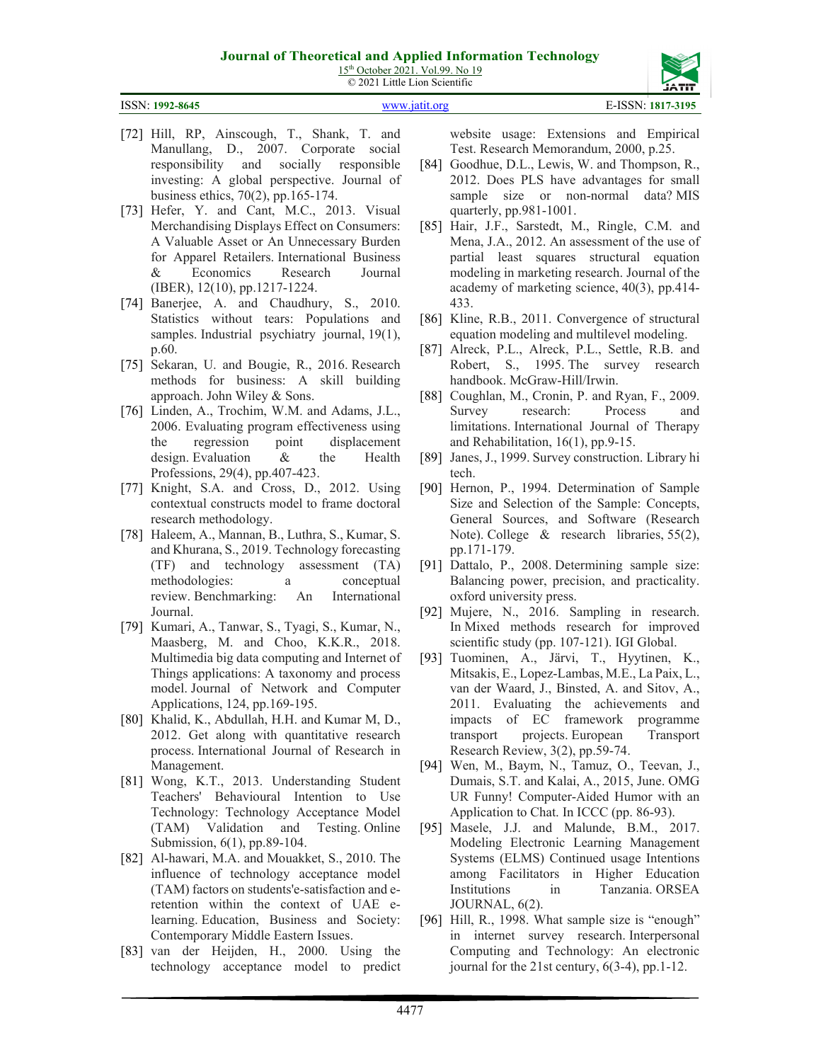[72] Hill, RP, Ainscough, T., Shank, T. and Manullang, D., 2007. Corporate social responsibility and socially responsible investing: A global perspective. Journal of business ethics, 70(2), pp.165-174.

[73] Hefer, Y. and Cant, M.C., 2013. Visual Merchandising Displays Effect on Consumers: A Valuable Asset or An Unnecessary Burden for Apparel Retailers. International Business & Economics Research Journal (IBER), 12(10), pp.1217-1224.

[74] Banerjee, A. and Chaudhury, S., 2010. Statistics without tears: Populations and samples. Industrial psychiatry journal, 19(1), p.60.

[75] Sekaran, U. and Bougie, R., 2016. Research methods for business: A skill building approach. John Wiley & Sons.

[76] Linden, A., Trochim, W.M. and Adams, J.L., 2006. Evaluating program effectiveness using the regression point displacement design. Evaluation & the Health Professions, 29(4), pp.407-423.

[77] Knight, S.A. and Cross, D., 2012. Using contextual constructs model to frame doctoral research methodology.

[78] Haleem, A., Mannan, B., Luthra, S., Kumar, S. and Khurana, S., 2019. Technology forecasting (TF) and technology assessment (TA) methodologies: a conceptual review. Benchmarking: An International Journal.

[79] Kumari, A., Tanwar, S., Tyagi, S., Kumar, N., Maasberg, M. and Choo, K.K.R., 2018. Multimedia big data computing and Internet of Things applications: A taxonomy and process model. Journal of Network and Computer Applications, 124, pp.169-195.

[80] Khalid, K., Abdullah, H.H. and Kumar M, D., 2012. Get along with quantitative research process. International Journal of Research in Management.

[81] Wong, K.T., 2013. Understanding Student Teachers' Behavioural Intention to Use Technology: Technology Acceptance Model (TAM) Validation and Testing. Online Submission, 6(1), pp.89-104.

[82] Al-hawari, M.A. and Mouakket, S., 2010. The influence of technology acceptance model (TAM) factors on students'e-satisfaction and e-retention within the context of UAE e-learning. Education, Business and Society: Contemporary Middle Eastern Issues.

[83] van der Heijden, H., 2000. Using the technology acceptance model to predict website usage: Extensions and Empirical Test. Research Memorandum, 2000, p.25.

[84] Goodhue, D.L., Lewis, W. and Thompson, R., 2012. Does PLS have advantages for small sample size or non-normal data? MIS quarterly, pp.981-1001.

[85] Hair, J.F., Sarstedt, M., Ringle, C.M. and Mena, J.A., 2012. An assessment of the use of partial least squares structural equation modeling in marketing research. Journal of the academy of marketing science, 40(3), pp.414-433.

[86] Kline, R.B., 2011. Convergence of structural equation modeling and multilevel modeling.

[87] Alreck, P.L., Alreck, P.L., Settle, R.B. and Robert, S., 1995. The survey research handbook. McGraw-Hill/Irwin.

[88] Coughlan, M., Cronin, P. and Ryan, F., 2009. Survey research: Process and limitations. International Journal of Therapy and Rehabilitation, 16(1), pp.9-15.

[89] Janes, J., 1999. Survey construction. Library hi tech.

[90] Hernon, P., 1994. Determination of Sample Size and Selection of the Sample: Concepts, General Sources, and Software (Research Note). College & research libraries, 55(2), pp.171-179.

[91] Dattalo, P., 2008. Determining sample size: Balancing power, precision, and practicality. oxford university press.

[92] Mujere, N., 2016. Sampling in research. In Mixed methods research for improved scientific study (pp. 107-121). IGI Global.

[93] Tuominen, A., Järvi, T., Hyytinen, K., Mitsakis, E., Lopez-Lambas, M.E., La Paix, L., van der Waard, J., Binsted, A. and Sitov, A., 2011. Evaluating the achievements and impacts of EC framework programme transport projects. European Transport Research Review, 3(2), pp.59-74.

[94] Wen, M., Baym, N., Tamuz, O., Teevan, J., Dumais, S.T. and Kalai, A., 2015, June. OMG UR Funny! Computer-Aided Humor with an Application to Chat. In ICCC (pp. 86-93).

[95] Masele, J.J. and Malunde, B.M., 2017. Modeling Electronic Learning Management Systems (ELMS) Continued usage Intentions among Facilitators in Higher Education Institutions in Tanzania. ORSEA JOURNAL, 6(2).

[96] Hill, R., 1998. What sample size is "enough" in internet survey research. Interpersonal Computing and Technology: An electronic journal for the 21st century, 6(3-4), pp.1-12.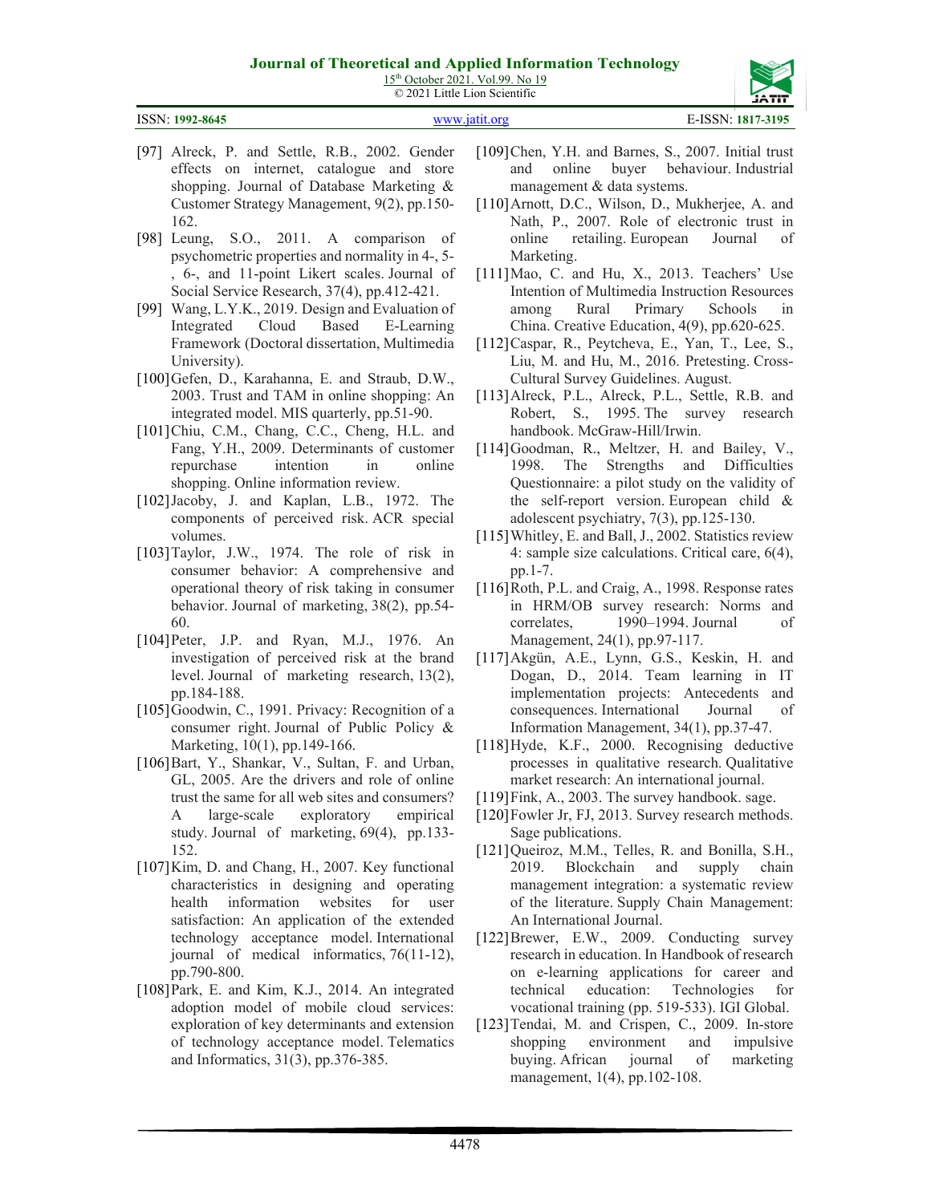[97] Alreck, P. and Settle, R.B., 2002. Gender effects on internet, catalogue and store shopping. Journal of Database Marketing & Customer Strategy Management, 9(2), pp.150-162.

[98] Leung, S.O., 2011. A comparison of psychometric properties and normality in 4-, 5-, 6-, and 11-point Likert scales. Journal of Social Service Research, 37(4), pp.412-421.

[99] Wang, L.Y.K., 2019. Design and Evaluation of Integrated Cloud Based E-Learning Framework (Doctoral dissertation, Multimedia University).

[100] Gefen, D., Karahanna, E. and Straub, D.W., 2003. Trust and TAM in online shopping: An integrated model. MIS quarterly, pp.51-90.

[101] Chiu, C.M., Chang, C.C., Cheng, H.L. and Fang, Y.H., 2009. Determinants of customer repurchase intention in online shopping. Online information review.

[102] Jacoby, J. and Kaplan, L.B., 1972. The components of perceived risk. ACR special volumes.

[103] Taylor, J.W., 1974. The role of risk in consumer behavior: A comprehensive and operational theory of risk taking in consumer behavior. Journal of marketing, 38(2), pp.54-60.

[104] Peter, J.P. and Ryan, M.J., 1976. An investigation of perceived risk at the brand level. Journal of marketing research, 13(2), pp.184-188.

[105] Goodwin, C., 1991. Privacy: Recognition of a consumer right. Journal of Public Policy & Marketing, 10(1), pp.149-166.

[106] Bart, Y., Shankar, V., Sultan, F. and Urban, GL, 2005. Are the drivers and role of online trust the same for all web sites and consumers? A large-scale exploratory empirical study. Journal of marketing, 69(4), pp.133-152.

[107] Kim, D. and Chang, H., 2007. Key functional characteristics in designing and operating health information websites for user satisfaction: An application of the extended technology acceptance model. International journal of medical informatics, 76(11-12), pp.790-800.

[108] Park, E. and Kim, K.J., 2014. An integrated adoption model of mobile cloud services: exploration of key determinants and extension of technology acceptance model. Telematics and Informatics, 31(3), pp.376-385.

[109] Chen, Y.H. and Barnes, S., 2007. Initial trust and online buyer behaviour. Industrial management & data systems.

[110] Arnott, D.C., Wilson, D., Mukherjee, A. and Nath, P., 2007. Role of electronic trust in online retailing. European Journal of Marketing.

[111] Mao, C. and Hu, X., 2013. Teachers' Use Intention of Multimedia Instruction Resources among Rural Primary Schools in China. Creative Education, 4(9), pp.620-625.

[112] Caspar, R., Peytcheva, E., Yan, T., Lee, S., Liu, M. and Hu, M., 2016. Pretesting. Cross-Cultural Survey Guidelines. August.

[113] Alreck, P.L., Alreck, P.L., Settle, R.B. and Robert, S., 1995. The survey research handbook. McGraw-Hill/Irwin.

[114] Goodman, R., Meltzer, H. and Bailey, V., 1998. The Strengths and Difficulties Questionnaire: a pilot study on the validity of the self-report version. European child & adolescent psychiatry, 7(3), pp.125-130.

[115] Whitley, E. and Ball, J., 2002. Statistics review 4: sample size calculations. Critical care, 6(4), pp.1-7.

[116] Roth, P.L. and Craig, A., 1998. Response rates in HRM/OB survey research: Norms and correlates, 1990–1994. Journal of Management, 24(1), pp.97-117.

[117] Akgün, A.E., Lynn, G.S., Keskin, H. and Dogan, D., 2014. Team learning in IT implementation projects: Antecedents and consequences. International Journal of Information Management, 34(1), pp.37-47.

[118] Hyde, K.F., 2000. Recognising deductive processes in qualitative research. Qualitative market research: An international journal.

[119] Fink, A., 2003. The survey handbook. sage.

[120] Fowler Jr, FJ, 2013. Survey research methods. Sage publications.

[121] Queiroz, M.M., Telles, R. and Bonilla, S.H., 2019. Blockchain and supply chain management integration: a systematic review of the literature. Supply Chain Management: An International Journal.

[122] Brewer, E.W., 2009. Conducting survey research in education. In Handbook of research on e-learning applications for career and technical education: Technologies for vocational training (pp. 519-533). IGI Global.

[123] Tendai, M. and Crispen, C., 2009. In-store shopping environment and impulsive buying. African journal of marketing management, 1(4), pp.102-108.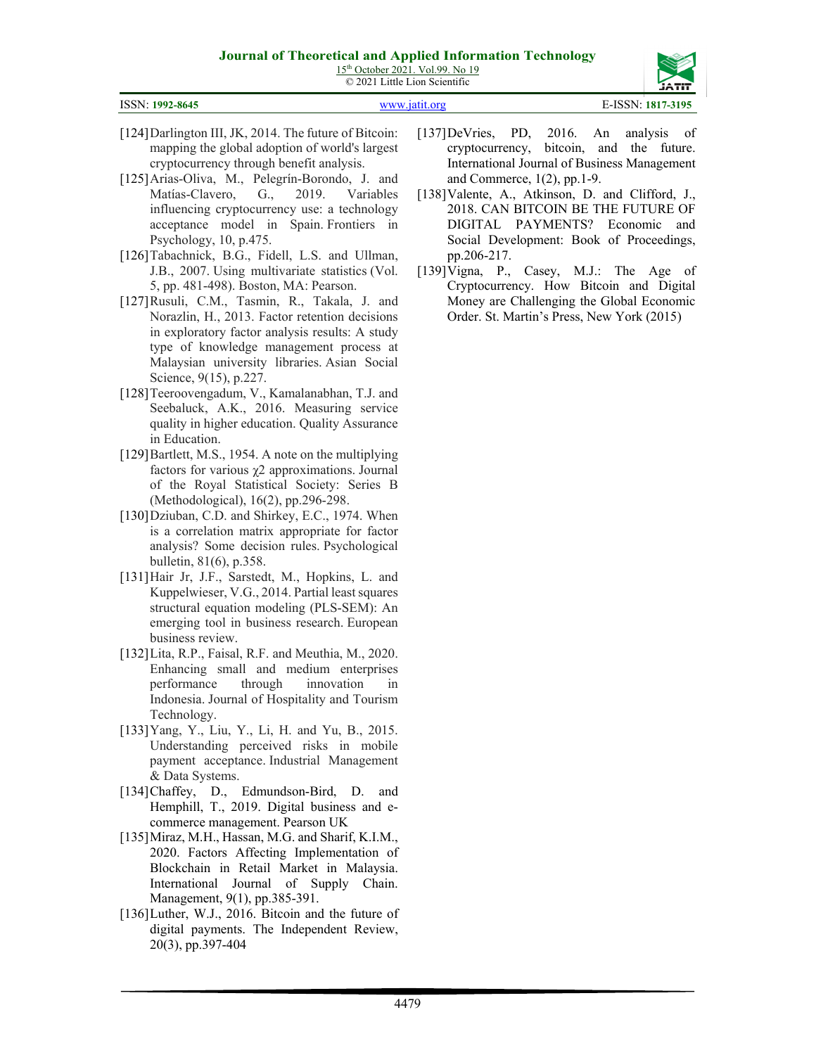[124] Darlington III, JK, 2014. The future of Bitcoin: mapping the global adoption of world's largest cryptocurrency through benefit analysis.

[125] Arias-Oliva, M., Pelegrín-Borondo, J. and Matías-Clavero, G., 2019. Variables influencing cryptocurrency use: a technology acceptance model in Spain. Frontiers in Psychology, 10, p.475.

[126] Tabachnick, B.G., Fidell, L.S. and Ullman, J.B., 2007. Using multivariate statistics (Vol. 5, pp. 481-498). Boston, MA: Pearson.

[127] Rusuli, C.M., Tasmin, R., Takala, J. and Norazlin, H., 2013. Factor retention decisions in exploratory factor analysis results: A study type of knowledge management process at Malaysian university libraries. Asian Social Science, 9(15), p.227.

[128] Teeroovengadum, V., Kamalanabhan, T.J. and Seebaluck, A.K., 2016. Measuring service quality in higher education. Quality Assurance in Education.

[129] Bartlett, M.S., 1954. A note on the multiplying factors for various $\chi 2$ approximations. Journal of the Royal Statistical Society: Series B (Methodological), 16(2), pp.296-298.

[130] Dziuban, C.D. and Shirkey, E.C., 1974. When is a correlation matrix appropriate for factor analysis? Some decision rules. Psychological bulletin, 81(6), p.358.

[131] Hair Jr, J.F., Sarstedt, M., Hopkins, L. and Kuppelwieser, V.G., 2014. Partial least squares structural equation modeling (PLS-SEM): An emerging tool in business research. European business review.

[132] Lita, R.P., Faisal, R.F. and Meuthia, M., 2020. Enhancing small and medium enterprises performance through innovation in Indonesia. Journal of Hospitality and Tourism Technology.

[133] Yang, Y., Liu, Y., Li, H. and Yu, B., 2015. Understanding perceived risks in mobile payment acceptance. Industrial Management & Data Systems.

[134] Chaffey, D., Edmundson-Bird, D. and Hemphill, T., 2019. Digital business and e-commerce management. Pearson UK

[135] Miraz, M.H., Hassan, M.G. and Sharif, K.I.M., 2020. Factors Affecting Implementation of Blockchain in Retail Market in Malaysia. International Journal of Supply Chain. Management, 9(1), pp.385-391.

[136] Luther, W.J., 2016. Bitcoin and the future of digital payments. The Independent Review, 20(3), pp.397-404

[137] DeVries, PD, 2016. An analysis of cryptocurrency, bitcoin, and the future. International Journal of Business Management and Commerce, 1(2), pp.1-9.

[138] Valente, A., Atkinson, D. and Clifford, J., 2018. CAN BITCOIN BE THE FUTURE OF DIGITAL PAYMENTS? Economic and Social Development: Book of Proceedings, pp.206-217.

[139] Vigna, P., Casey, M.J.: The Age of Cryptocurrency. How Bitcoin and Digital Money are Challenging the Global Economic Order. St. Martin's Press, New York (2015)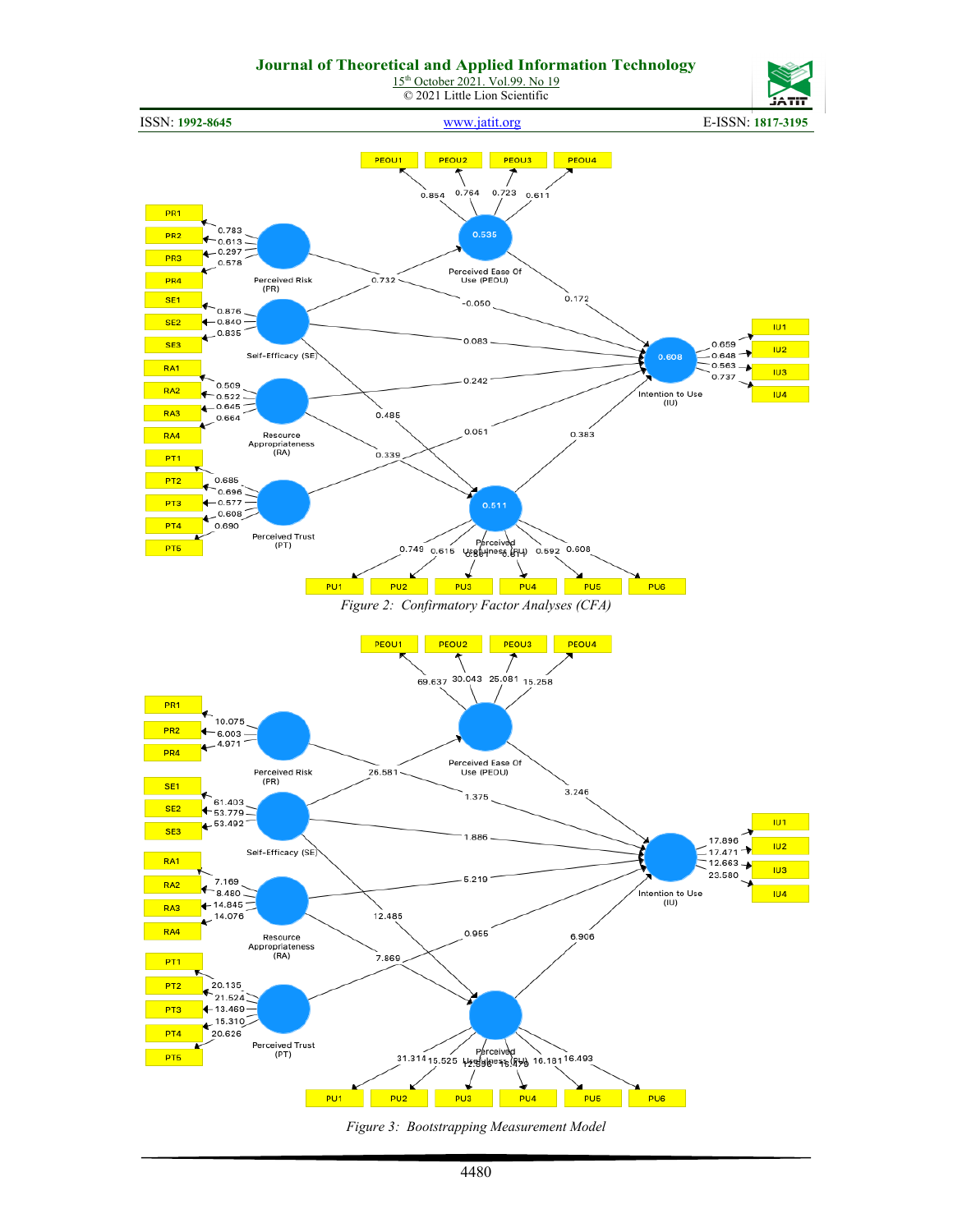Figure 2: Confirmatory Factor Analyses (CFA)

Figure 3: Bootstrapping Measurement Model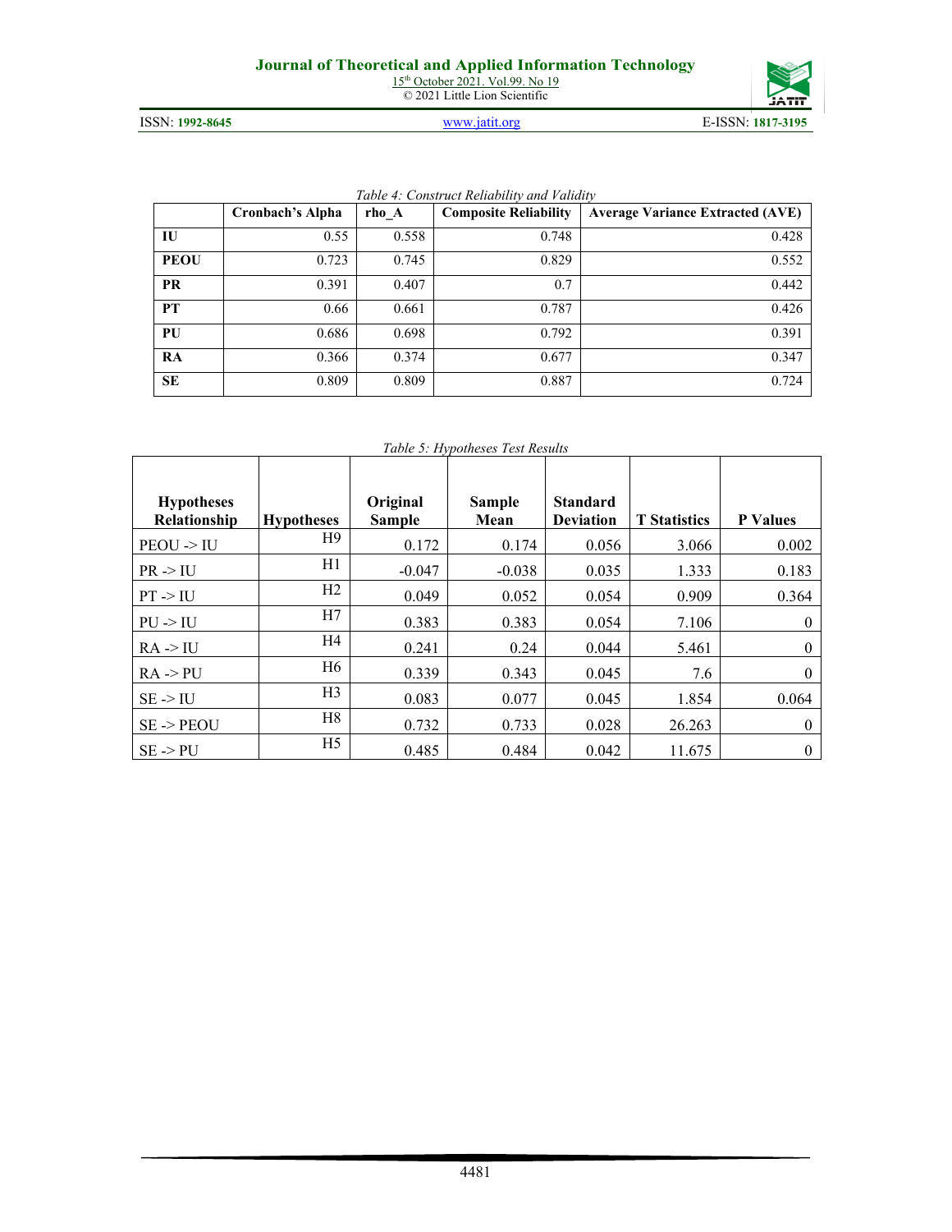*Table 4: Construct Reliability and Validity*

| | Cronbach's Alpha | rho_A | Composite Reliability | Average Variance Extracted (AVE) |
|---|---|---|---|---|
| **IU** | 0.55 | 0.558 | 0.748 | 0.428 |
| **PEOU** | 0.723 | 0.745 | 0.829 | 0.552 |
| **PR** | 0.391 | 0.407 | 0.7 | 0.442 |
| **PT** | 0.66 | 0.661 | 0.787 | 0.426 |
| **PU** | 0.686 | 0.698 | 0.792 | 0.391 |
| **RA** | 0.366 | 0.374 | 0.677 | 0.347 |
| **SE** | 0.809 | 0.809 | 0.887 | 0.724 |

*Table 5: Hypotheses Test Results*

| Hypotheses Relationship | Hypotheses | Original Sample | Sample Mean | Standard Deviation | T Statistics | P Values |
|---|---|---|---|---|---|---|
| PEOU -> IU | H9 | 0.172 | 0.174 | 0.056 | 3.066 | 0.002 |
| PR -> IU | H1 | -0.047 | -0.038 | 0.035 | 1.333 | 0.183 |
| PT -> IU | H2 | 0.049 | 0.052 | 0.054 | 0.909 | 0.364 |
| PU -> IU | H7 | 0.383 | 0.383 | 0.054 | 7.106 | 0 |
| RA -> IU | H4 | 0.241 | 0.24 | 0.044 | 5.461 | 0 |
| RA -> PU | H6 | 0.339 | 0.343 | 0.045 | 7.6 | 0 |
| SE -> IU | H3 | 0.083 | 0.077 | 0.045 | 1.854 | 0.064 |
| SE -> PEOU | H8 | 0.732 | 0.733 | 0.028 | 26.263 | 0 |
| SE -> PU | H5 | 0.485 | 0.484 | 0.042 | 11.675 | 0 |